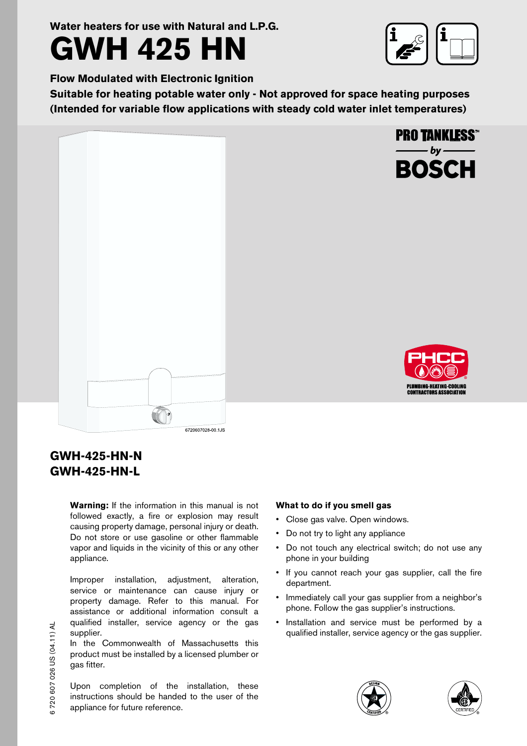Water heaters for use with Natural and L.P.G.

# GWH 425 HN

**Flow Modulated with Electronic Ignition**

**Suitable for heating potable water only - Not approved for space heating purposes**
**(Intended for variable flow applications with steady cold water inlet temperatures)**

PRO TANKLESS™ by BOSCH

PHCC PLUMBING-HEATING-COOLING CONTRACTORS ASSOCIATION

6720607028-00.1JS

## GWH-425-HN-N
## GWH-425-HN-L

**Warning:** If the information in this manual is not followed exactly, a fire or explosion may result causing property damage, personal injury or death. Do not store or use gasoline or other flammable vapor and liquids in the vicinity of this or any other appliance.

Improper installation, adjustment, alteration, service or maintenance can cause injury or property damage. Refer to this manual. For assistance or additional information consult a qualified installer, service agency or the gas supplier.
In the Commonwealth of Massachusetts this product must be installed by a licensed plumber or gas fitter.

Upon completion of the installation, these instructions should be handed to the user of the appliance for future reference.

**What to do if you smell gas**

- Close gas valve. Open windows.
- Do not try to light any appliance
- Do not touch any electrical switch; do not use any phone in your building
- If you cannot reach your gas supplier, call the fire department.
- Immediately call your gas supplier from a neighbor's phone. Follow the gas supplier's instructions.
- Installation and service must be performed by a qualified installer, service agency or the gas supplier.

6 720 607 026 US (04.11) AL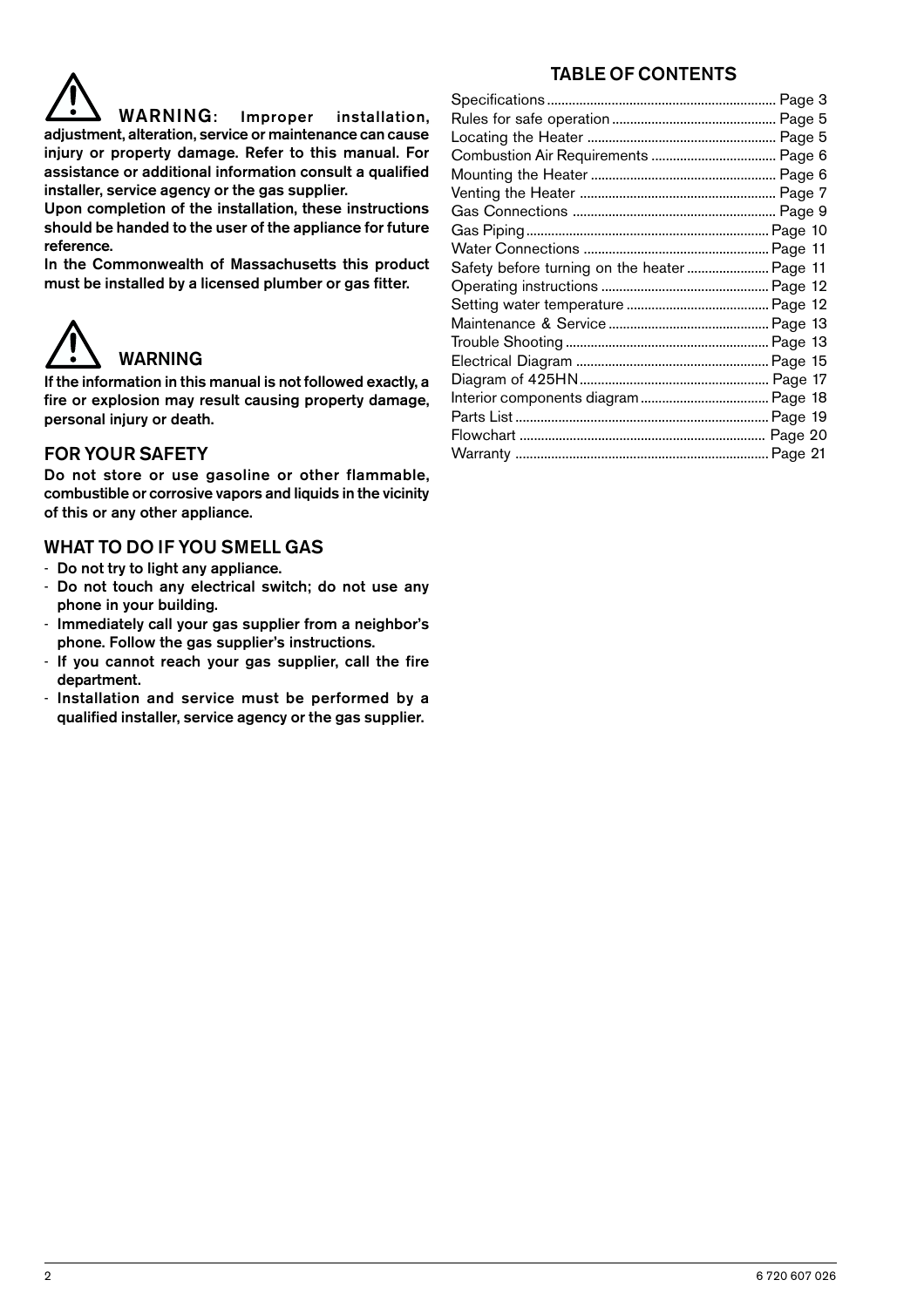**WARNING**: Improper installation, adjustment, alteration, service or maintenance can cause injury or property damage. Refer to this manual. For assistance or additional information consult a qualified installer, service agency or the gas supplier.

**Upon completion of the installation, these instructions should be handed to the user of the appliance for future reference.**

**In the Commonwealth of Massachusetts this product must be installed by a licensed plumber or gas fitter.**

## WARNING

**If the information in this manual is not followed exactly, a fire or explosion may result causing property damage, personal injury or death.**

## FOR YOUR SAFETY

**Do not store or use gasoline or other flammable, combustible or corrosive vapors and liquids in the vicinity of this or any other appliance.**

## WHAT TO DO IF YOU SMELL GAS

- **Do not try to light any appliance.**
- **Do not touch any electrical switch; do not use any phone in your building.**
- **Immediately call your gas supplier from a neighbor's phone. Follow the gas supplier's instructions.**
- **If you cannot reach your gas supplier, call the fire department.**
- **Installation and service must be performed by a qualified installer, service agency or the gas supplier.**

## TABLE OF CONTENTS

| | |
|---|---|
| Specifications | Page 3 |
| Rules for safe operation | Page 5 |
| Locating the Heater | Page 5 |
| Combustion Air Requirements | Page 6 |
| Mounting the Heater | Page 6 |
| Venting the Heater | Page 7 |
| Gas Connections | Page 9 |
| Gas Piping | Page 10 |
| Water Connections | Page 11 |
| Safety before turning on the heater | Page 11 |
| Operating instructions | Page 12 |
| Setting water temperature | Page 12 |
| Maintenance & Service | Page 13 |
| Trouble Shooting | Page 13 |
| Electrical Diagram | Page 15 |
| Diagram of 425HN | Page 17 |
| Interior components diagram | Page 18 |
| Parts List | Page 19 |
| Flowchart | Page 20 |
| Warranty | Page 21 |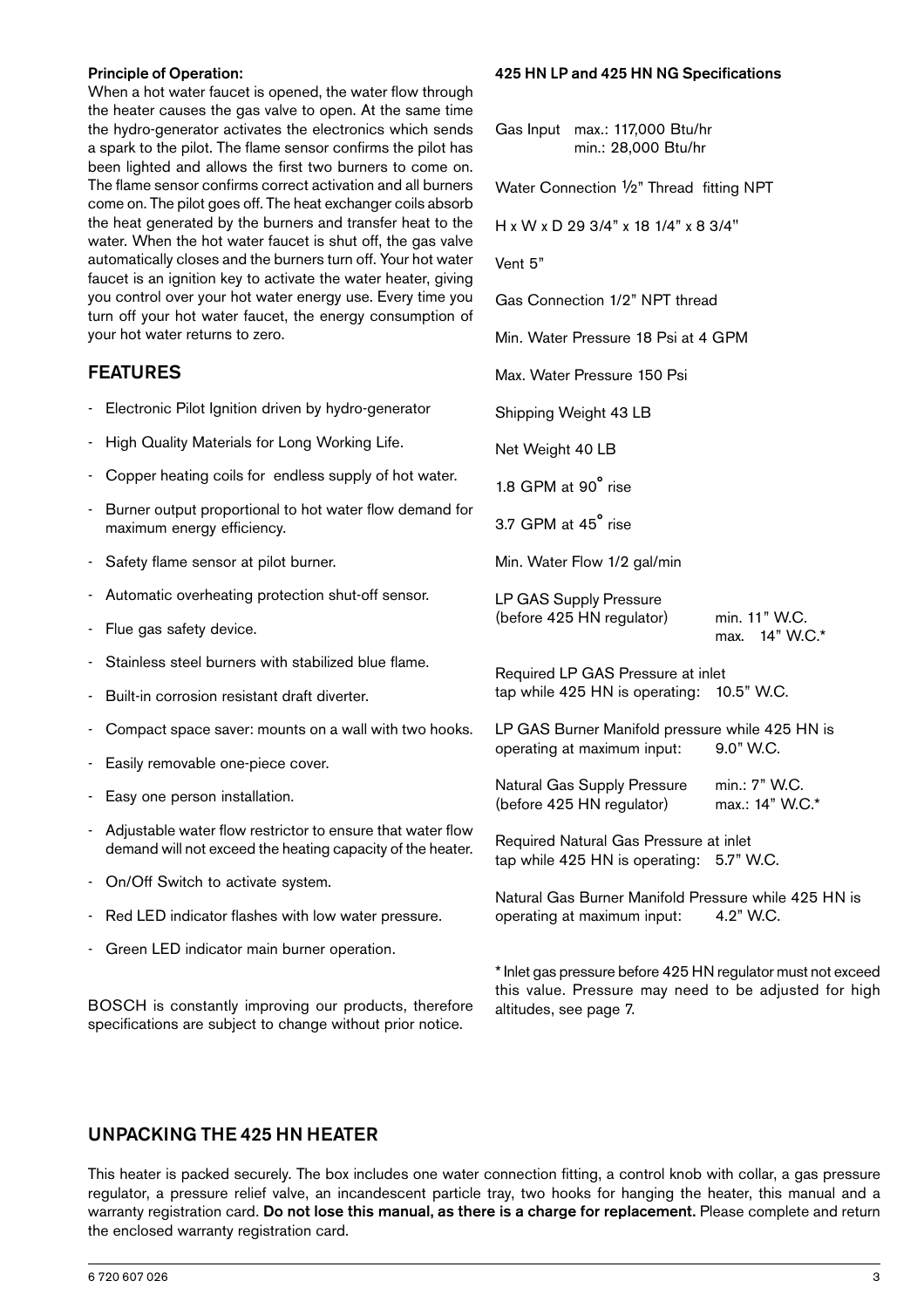**Principle of Operation:**
When a hot water faucet is opened, the water flow through the heater causes the gas valve to open. At the same time the hydro-generator activates the electronics which sends a spark to the pilot. The flame sensor confirms the pilot has been lighted and allows the first two burners to come on. The flame sensor confirms correct activation and all burners come on. The pilot goes off. The heat exchanger coils absorb the heat generated by the burners and transfer heat to the water. When the hot water faucet is shut off, the gas valve automatically closes and the burners turn off. Your hot water faucet is an ignition key to activate the water heater, giving you control over your hot water energy use. Every time you turn off your hot water faucet, the energy consumption of your hot water returns to zero.

## FEATURES

- Electronic Pilot Ignition driven by hydro-generator
- High Quality Materials for Long Working Life.
- Copper heating coils for endless supply of hot water.
- Burner output proportional to hot water flow demand for maximum energy efficiency.
- Safety flame sensor at pilot burner.
- Automatic overheating protection shut-off sensor.
- Flue gas safety device.
- Stainless steel burners with stabilized blue flame.
- Built-in corrosion resistant draft diverter.
- Compact space saver: mounts on a wall with two hooks.
- Easily removable one-piece cover.
- Easy one person installation.
- Adjustable water flow restrictor to ensure that water flow demand will not exceed the heating capacity of the heater.
- On/Off Switch to activate system.
- Red LED indicator flashes with low water pressure.
- Green LED indicator main burner operation.

BOSCH is constantly improving our products, therefore specifications are subject to change without prior notice.

**425 HN LP and 425 HN NG Specifications**

Gas Input max.: 117,000 Btu/hr
min.: 28,000 Btu/hr

Water Connection ½" Thread fitting NPT

H x W x D 29 3/4" x 18 1/4" x 8 3/4"

Vent 5"

Gas Connection 1/2" NPT thread

Min. Water Pressure 18 Psi at 4 GPM

Max. Water Pressure 150 Psi

Shipping Weight 43 LB

Net Weight 40 LB

1.8 GPM at 90° rise

3.7 GPM at 45° rise

Min. Water Flow 1/2 gal/min

LP GAS Supply Pressure (before 425 HN regulator) min. 11" W.C. max. 14" W.C.*

Required LP GAS Pressure at inlet tap while 425 HN is operating: 10.5" W.C.

LP GAS Burner Manifold pressure while 425 HN is operating at maximum input: 9.0" W.C.

Natural Gas Supply Pressure (before 425 HN regulator) min.: 7" W.C. max.: 14" W.C.*

Required Natural Gas Pressure at inlet tap while 425 HN is operating: 5.7" W.C.

Natural Gas Burner Manifold Pressure while 425 HN is operating at maximum input: 4.2" W.C.

* Inlet gas pressure before 425 HN regulator must not exceed this value. Pressure may need to be adjusted for high altitudes, see page 7.

## UNPACKING THE 425 HN HEATER

This heater is packed securely. The box includes one water connection fitting, a control knob with collar, a gas pressure regulator, a pressure relief valve, an incandescent particle tray, two hooks for hanging the heater, this manual and a warranty registration card. **Do not lose this manual, as there is a charge for replacement.** Please complete and return the enclosed warranty registration card.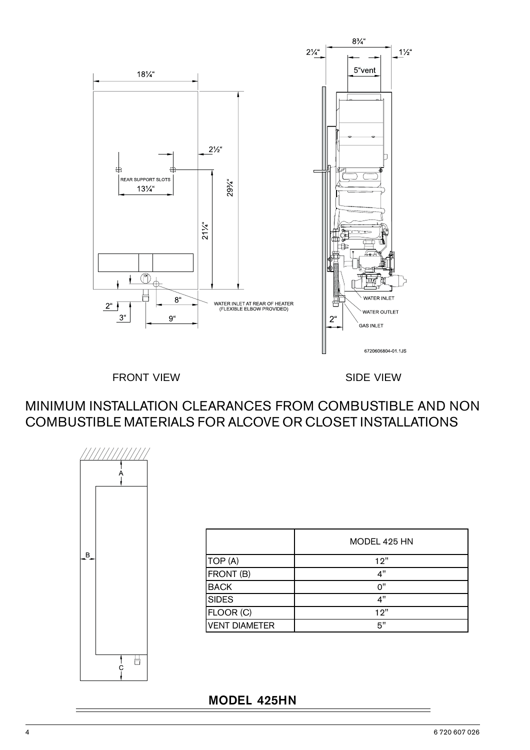FRONT VIEW

SIDE VIEW

## MINIMUM INSTALLATION CLEARANCES FROM COMBUSTIBLE AND NON COMBUSTIBLE MATERIALS FOR ALCOVE OR CLOSET INSTALLATIONS

| | MODEL 425 HN |
|---|---|
| TOP (A) | 12" |
| FRONT (B) | 4" |
| BACK | 0" |
| SIDES | 4" |
| FLOOR (C) | 12" |
| VENT DIAMETER | 5" |

**MODEL 425HN**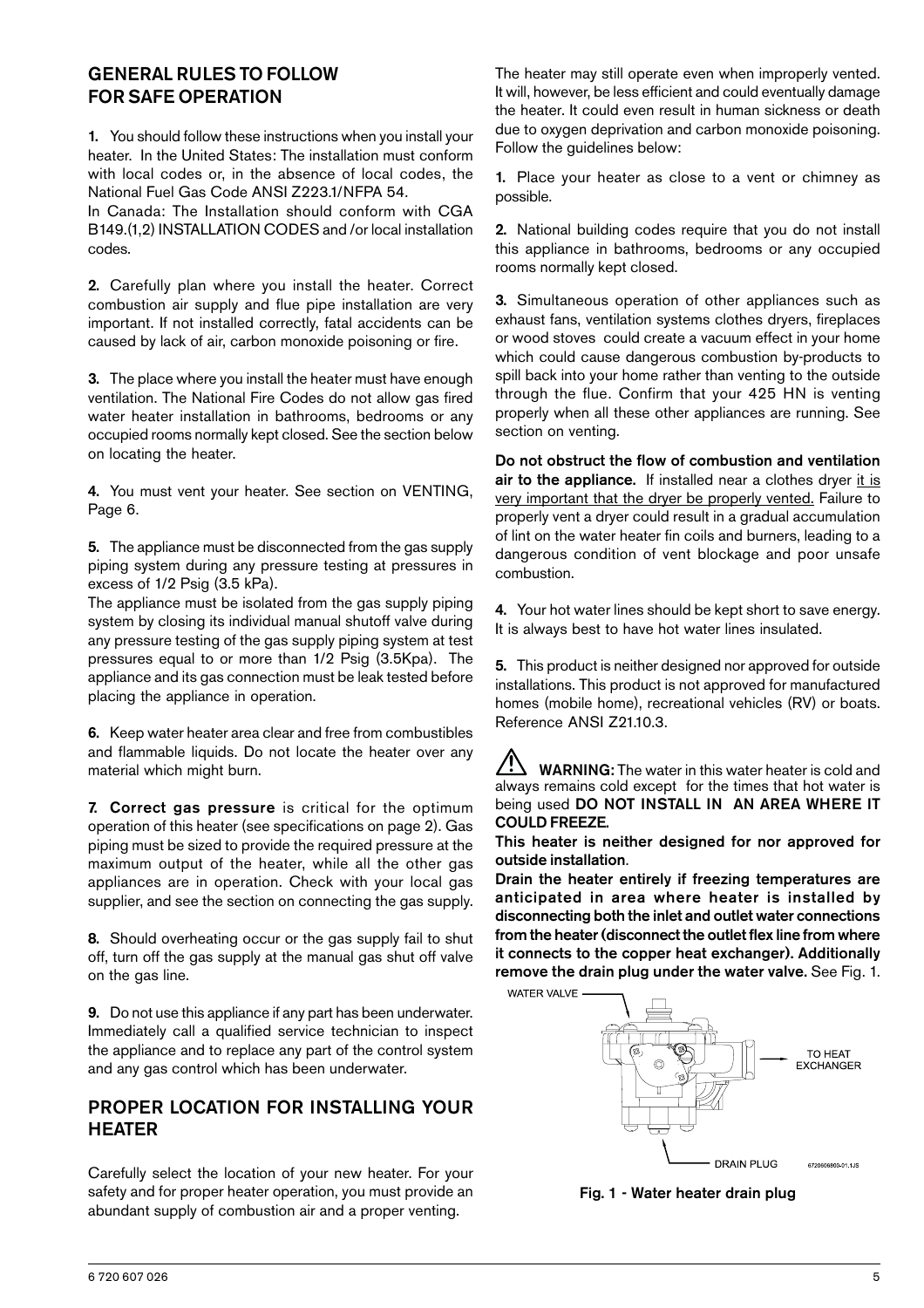## GENERAL RULES TO FOLLOW FOR SAFE OPERATION

**1.** You should follow these instructions when you install your heater. In the United States: The installation must conform with local codes or, in the absence of local codes, the National Fuel Gas Code ANSI Z223.1/NFPA 54.
In Canada: The Installation should conform with CGA B149.(1,2) INSTALLATION CODES and /or local installation codes.

**2.** Carefully plan where you install the heater. Correct combustion air supply and flue pipe installation are very important. If not installed correctly, fatal accidents can be caused by lack of air, carbon monoxide poisoning or fire.

**3.** The place where you install the heater must have enough ventilation. The National Fire Codes do not allow gas fired water heater installation in bathrooms, bedrooms or any occupied rooms normally kept closed. See the section below on locating the heater.

**4.** You must vent your heater. See section on VENTING, Page 6.

**5.** The appliance must be disconnected from the gas supply piping system during any pressure testing at pressures in excess of 1/2 Psig (3.5 kPa).
The appliance must be isolated from the gas supply piping system by closing its individual manual shutoff valve during any pressure testing of the gas supply piping system at test pressures equal to or more than 1/2 Psig (3.5Kpa). The appliance and its gas connection must be leak tested before placing the appliance in operation.

**6.** Keep water heater area clear and free from combustibles and flammable liquids. Do not locate the heater over any material which might burn.

**7. Correct gas pressure** is critical for the optimum operation of this heater (see specifications on page 2). Gas piping must be sized to provide the required pressure at the maximum output of the heater, while all the other gas appliances are in operation. Check with your local gas supplier, and see the section on connecting the gas supply.

**8.** Should overheating occur or the gas supply fail to shut off, turn off the gas supply at the manual gas shut off valve on the gas line.

**9.** Do not use this appliance if any part has been underwater. Immediately call a qualified service technician to inspect the appliance and to replace any part of the control system and any gas control which has been underwater.

## PROPER LOCATION FOR INSTALLING YOUR HEATER

Carefully select the location of your new heater. For your safety and for proper heater operation, you must provide an abundant supply of combustion air and a proper venting.

The heater may still operate even when improperly vented. It will, however, be less efficient and could eventually damage the heater. It could even result in human sickness or death due to oxygen deprivation and carbon monoxide poisoning. Follow the guidelines below:

**1.** Place your heater as close to a vent or chimney as possible.

**2.** National building codes require that you do not install this appliance in bathrooms, bedrooms or any occupied rooms normally kept closed.

**3.** Simultaneous operation of other appliances such as exhaust fans, ventilation systems clothes dryers, fireplaces or wood stoves could create a vacuum effect in your home which could cause dangerous combustion by-products to spill back into your home rather than venting to the outside through the flue. Confirm that your 425 HN is venting properly when all these other appliances are running. See section on venting.

**Do not obstruct the flow of combustion and ventilation air to the appliance.** If installed near a clothes dryer it is very important that the dryer be properly vented. Failure to properly vent a dryer could result in a gradual accumulation of lint on the water heater fin coils and burners, leading to a dangerous condition of vent blockage and poor unsafe combustion.

**4.** Your hot water lines should be kept short to save energy. It is always best to have hot water lines insulated.

**5.** This product is neither designed nor approved for outside installations. This product is not approved for manufactured homes (mobile home), recreational vehicles (RV) or boats. Reference ANSI Z21.10.3.

⚠ **WARNING:** The water in this water heater is cold and always remains cold except for the times that hot water is being used **DO NOT INSTALL IN AN AREA WHERE IT COULD FREEZE.**

**This heater is neither designed for nor approved for outside installation**.

**Drain the heater entirely if freezing temperatures are anticipated in area where heater is installed by disconnecting both the inlet and outlet water connections from the heater (disconnect the outlet flex line from where it connects to the copper heat exchanger). Additionally remove the drain plug under the water valve.** See Fig. 1.

WATER VALVE — TO HEAT EXCHANGER — DRAIN PLUG

6720606800-01.1JS

**Fig. 1 - Water heater drain plug**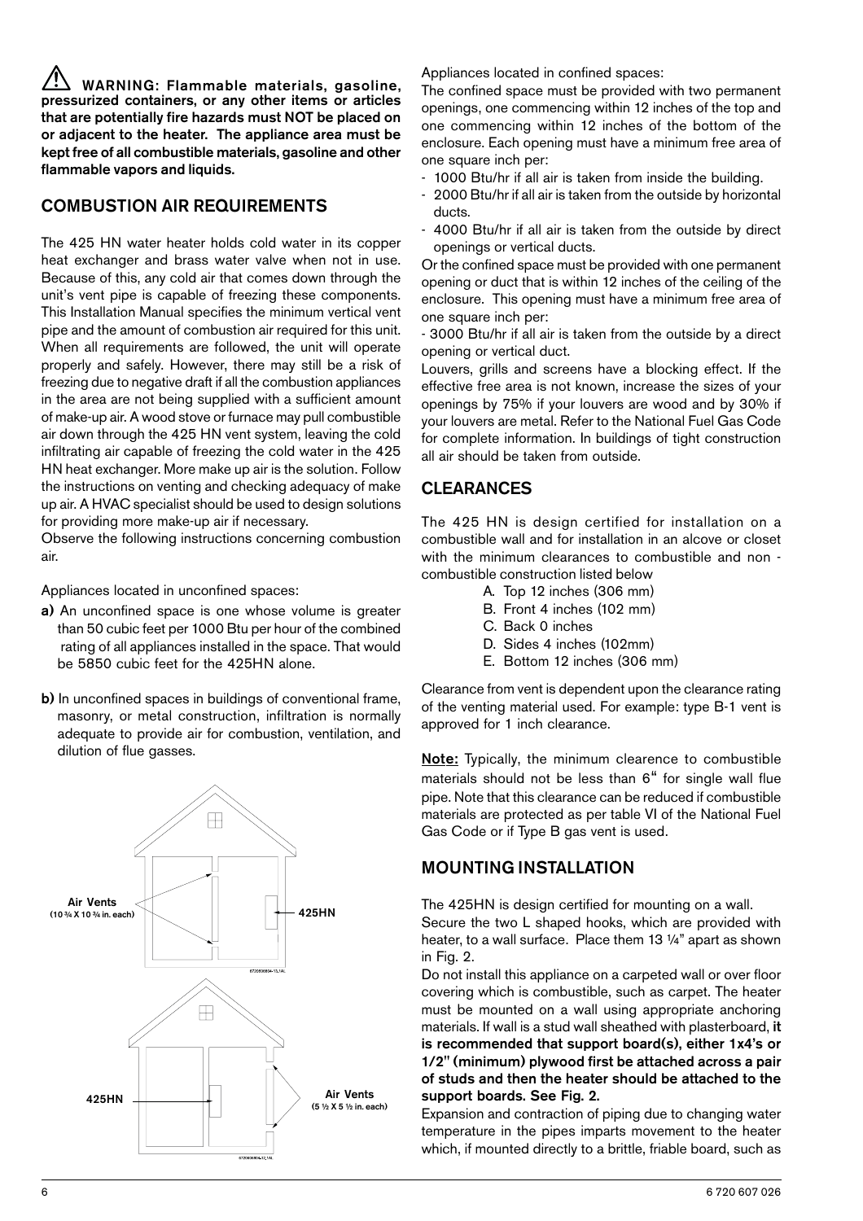⚠ **WARNING: Flammable materials, gasoline, pressurized containers, or any other items or articles that are potentially fire hazards must NOT be placed on or adjacent to the heater. The appliance area must be kept free of all combustible materials, gasoline and other flammable vapors and liquids.**

## COMBUSTION AIR REQUIREMENTS

The 425 HN water heater holds cold water in its copper heat exchanger and brass water valve when not in use. Because of this, any cold air that comes down through the unit's vent pipe is capable of freezing these components. This Installation Manual specifies the minimum vertical vent pipe and the amount of combustion air required for this unit. When all requirements are followed, the unit will operate properly and safely. However, there may still be a risk of freezing due to negative draft if all the combustion appliances in the area are not being supplied with a sufficient amount of make-up air. A wood stove or furnace may pull combustible air down through the 425 HN vent system, leaving the cold infiltrating air capable of freezing the cold water in the 425 HN heat exchanger. More make up air is the solution. Follow the instructions on venting and checking adequacy of make up air. A HVAC specialist should be used to design solutions for providing more make-up air if necessary.

Observe the following instructions concerning combustion air.

Appliances located in unconfined spaces:

**a)** An unconfined space is one whose volume is greater than 50 cubic feet per 1000 Btu per hour of the combined rating of all appliances installed in the space. That would be 5850 cubic feet for the 425HN alone.

**b)** In unconfined spaces in buildings of conventional frame, masonry, or metal construction, infiltration is normally adequate to provide air for combustion, ventilation, and dilution of flue gasses.

Air Vents (10 ¾ X 10 ¾ in. each) — 425HN

425HN — Air Vents (5 ½ X 5 ½ in. each)

Appliances located in confined spaces:

The confined space must be provided with two permanent openings, one commencing within 12 inches of the top and one commencing within 12 inches of the bottom of the enclosure. Each opening must have a minimum free area of one square inch per:

- 1000 Btu/hr if all air is taken from inside the building.
- 2000 Btu/hr if all air is taken from the outside by horizontal ducts.
- 4000 Btu/hr if all air is taken from the outside by direct openings or vertical ducts.

Or the confined space must be provided with one permanent opening or duct that is within 12 inches of the ceiling of the enclosure. This opening must have a minimum free area of one square inch per:

- 3000 Btu/hr if all air is taken from the outside by a direct opening or vertical duct.

Louvers, grills and screens have a blocking effect. If the effective free area is not known, increase the sizes of your openings by 75% if your louvers are wood and by 30% if your louvers are metal. Refer to the National Fuel Gas Code for complete information. In buildings of tight construction all air should be taken from outside.

## CLEARANCES

The 425 HN is design certified for installation on a combustible wall and for installation in an alcove or closet with the minimum clearances to combustible and non - combustible construction listed below

A. Top 12 inches (306 mm)
B. Front 4 inches (102 mm)
C. Back 0 inches
D. Sides 4 inches (102mm)
E. Bottom 12 inches (306 mm)

Clearance from vent is dependent upon the clearance rating of the venting material used. For example: type B-1 vent is approved for 1 inch clearance.

**Note:** Typically, the minimum clearence to combustible materials should not be less than 6" for single wall flue pipe. Note that this clearance can be reduced if combustible materials are protected as per table VI of the National Fuel Gas Code or if Type B gas vent is used.

## MOUNTING INSTALLATION

The 425HN is design certified for mounting on a wall.

Secure the two L shaped hooks, which are provided with heater, to a wall surface. Place them 13 ¼" apart as shown in Fig. 2.

Do not install this appliance on a carpeted wall or over floor covering which is combustible, such as carpet. The heater must be mounted on a wall using appropriate anchoring materials. If wall is a stud wall sheathed with plasterboard, **it is recommended that support board(s), either 1x4's or 1/2" (minimum) plywood first be attached across a pair of studs and then the heater should be attached to the support boards. See Fig. 2.**

Expansion and contraction of piping due to changing water temperature in the pipes imparts movement to the heater which, if mounted directly to a brittle, friable board, such as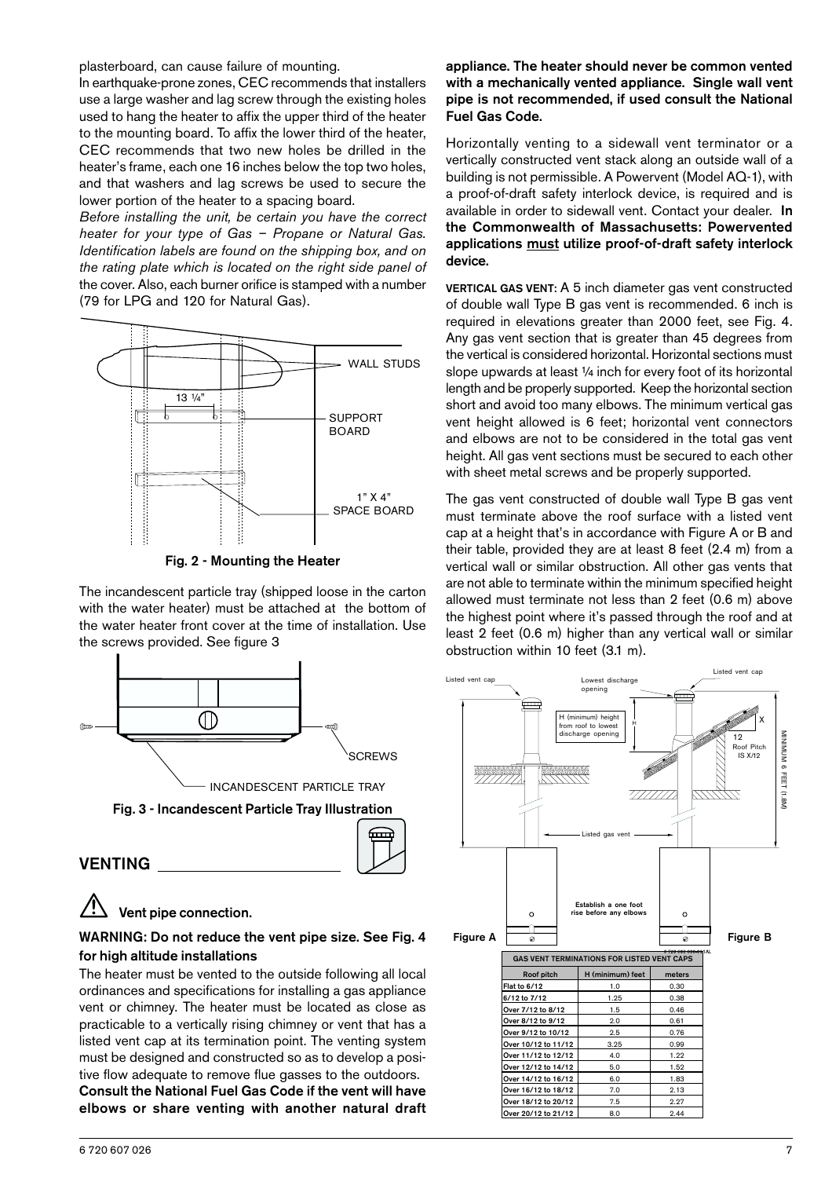plasterboard, can cause failure of mounting.

In earthquake-prone zones, CEC recommends that installers use a large washer and lag screw through the existing holes used to hang the heater to affix the upper third of the heater to the mounting board. To affix the lower third of the heater, CEC recommends that two new holes be drilled in the heater's frame, each one 16 inches below the top two holes, and that washers and lag screws be used to secure the lower portion of the heater to a spacing board.

*Before installing the unit, be certain you have the correct heater for your type of Gas – Propane or Natural Gas. Identification labels are found on the shipping box, and on the rating plate which is located on the right side panel of* the cover. Also, each burner orifice is stamped with a number (79 for LPG and 120 for Natural Gas).

**Fig. 2 - Mounting the Heater**

The incandescent particle tray (shipped loose in the carton with the water heater) must be attached at the bottom of the water heater front cover at the time of installation. Use the screws provided. See figure 3

**Fig. 3 - Incandescent Particle Tray Illustration**

## VENTING

### Vent pipe connection.

**WARNING: Do not reduce the vent pipe size. See Fig. 4 for high altitude installations**

The heater must be vented to the outside following all local ordinances and specifications for installing a gas appliance vent or chimney. The heater must be located as close as practicable to a vertically rising chimney or vent that has a listed vent cap at its termination point. The venting system must be designed and constructed so as to develop a positive flow adequate to remove flue gasses to the outdoors.

**Consult the National Fuel Gas Code if the vent will have elbows or share venting with another natural draft appliance. The heater should never be common vented with a mechanically vented appliance. Single wall vent pipe is not recommended, if used consult the National Fuel Gas Code.**

Horizontally venting to a sidewall vent terminator or a vertically constructed vent stack along an outside wall of a building is not permissible. A Powervent (Model AQ-1), with a proof-of-draft safety interlock device, is required and is available in order to sidewall vent. Contact your dealer. **In the Commonwealth of Massachusetts: Powervented applications must utilize proof-of-draft safety interlock device.**

**VERTICAL GAS VENT:** A 5 inch diameter gas vent constructed of double wall Type B gas vent is recommended. 6 inch is required in elevations greater than 2000 feet, see Fig. 4. Any gas vent section that is greater than 45 degrees from the vertical is considered horizontal. Horizontal sections must slope upwards at least ¼ inch for every foot of its horizontal length and be properly supported. Keep the horizontal section short and avoid too many elbows. The minimum vertical gas vent height allowed is 6 feet; horizontal vent connectors and elbows are not to be considered in the total gas vent height. All gas vent sections must be secured to each other with sheet metal screws and be properly supported.

The gas vent constructed of double wall Type B gas vent must terminate above the roof surface with a listed vent cap at a height that's in accordance with Figure A or B and their table, provided they are at least 8 feet (2.4 m) from a vertical wall or similar obstruction. All other gas vents that are not able to terminate within the minimum specified height allowed must terminate not less than 2 feet (0.6 m) above the highest point where it's passed through the roof and at least 2 feet (0.6 m) higher than any vertical wall or similar obstruction within 10 feet (3.1 m).

Figure A　　Figure B

| GAS VENT TERMINATIONS FOR LISTED VENT CAPS | | |
|---|---|---|
| Roof pitch | H (minimum) feet | meters |
| Flat to 6/12 | 1.0 | 0.30 |
| 6/12 to 7/12 | 1.25 | 0.38 |
| Over 7/12 to 8/12 | 1.5 | 0.46 |
| Over 8/12 to 9/12 | 2.0 | 0.61 |
| Over 9/12 to 10/12 | 2.5 | 0.76 |
| Over 10/12 to 11/12 | 3.25 | 0.99 |
| Over 11/12 to 12/12 | 4.0 | 1.22 |
| Over 12/12 to 14/12 | 5.0 | 1.52 |
| Over 14/12 to 16/12 | 6.0 | 1.83 |
| Over 16/12 to 18/12 | 7.0 | 2.13 |
| Over 18/12 to 20/12 | 7.5 | 2.27 |
| Over 20/12 to 21/12 | 8.0 | 2.44 |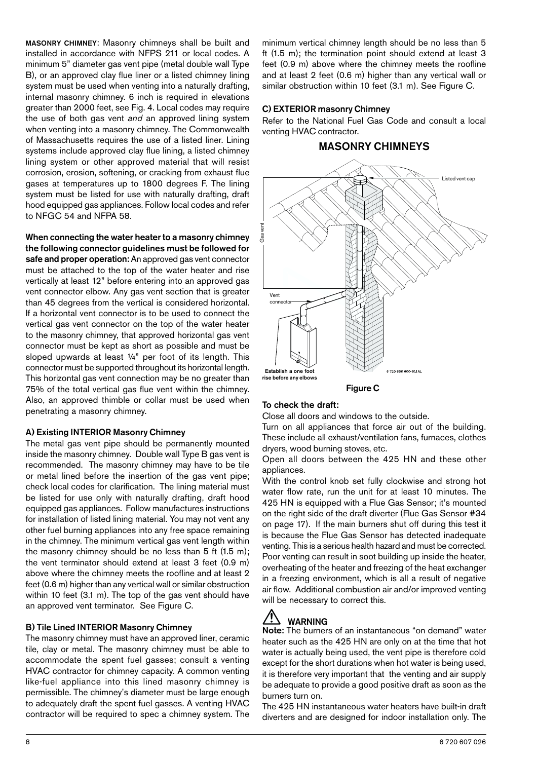**MASONRY CHIMNEY**: Masonry chimneys shall be built and installed in accordance with NFPS 211 or local codes. A minimum 5" diameter gas vent pipe (metal double wall Type B), or an approved clay flue liner or a listed chimney lining system must be used when venting into a naturally drafting, internal masonry chimney. 6 inch is required in elevations greater than 2000 feet, see Fig. 4. Local codes may require the use of both gas vent *and* an approved lining system when venting into a masonry chimney. The Commonwealth of Massachusetts requires the use of a listed liner. Lining systems include approved clay flue lining, a listed chimney lining system or other approved material that will resist corrosion, erosion, softening, or cracking from exhaust flue gases at temperatures up to 1800 degrees F. The lining system must be listed for use with naturally drafting, draft hood equipped gas appliances. Follow local codes and refer to NFGC 54 and NFPA 58.

**When connecting the water heater to a masonry chimney the following connector guidelines must be followed for safe and proper operation:** An approved gas vent connector must be attached to the top of the water heater and rise vertically at least 12" before entering into an approved gas vent connector elbow. Any gas vent section that is greater than 45 degrees from the vertical is considered horizontal. If a horizontal vent connector is to be used to connect the vertical gas vent connector on the top of the water heater to the masonry chimney, that approved horizontal gas vent connector must be kept as short as possible and must be sloped upwards at least ¼" per foot of its length. This connector must be supported throughout its horizontal length. This horizontal gas vent connection may be no greater than 75% of the total vertical gas flue vent within the chimney. Also, an approved thimble or collar must be used when penetrating a masonry chimney.

### A) Existing INTERIOR Masonry Chimney

The metal gas vent pipe should be permanently mounted inside the masonry chimney. Double wall Type B gas vent is recommended. The masonry chimney may have to be tile or metal lined before the insertion of the gas vent pipe; check local codes for clarification. The lining material must be listed for use only with naturally drafting, draft hood equipped gas appliances. Follow manufactures instructions for installation of listed lining material. You may not vent any other fuel burning appliances into any free space remaining in the chimney. The minimum vertical gas vent length within the masonry chimney should be no less than 5 ft (1.5 m); the vent terminator should extend at least 3 feet (0.9 m) above where the chimney meets the roofline and at least 2 feet (0.6 m) higher than any vertical wall or similar obstruction within 10 feet (3.1 m). The top of the gas vent should have an approved vent terminator. See Figure C.

### B) Tile Lined INTERIOR Masonry Chimney

The masonry chimney must have an approved liner, ceramic tile, clay or metal. The masonry chimney must be able to accommodate the spent fuel gasses; consult a venting HVAC contractor for chimney capacity. A common venting like-fuel appliance into this lined masonry chimney is permissible. The chimney's diameter must be large enough to adequately draft the spent fuel gasses. A venting HVAC contractor will be required to spec a chimney system. The minimum vertical chimney length should be no less than 5 ft (1.5 m); the termination point should extend at least 3 feet (0.9 m) above where the chimney meets the roofline and at least 2 feet (0.6 m) higher than any vertical wall or similar obstruction within 10 feet (3.1 m). See Figure C.

### C) EXTERIOR masonry Chimney

Refer to the National Fuel Gas Code and consult a local venting HVAC contractor.

## MASONRY CHIMNEYS

Listed vent cap

Gas vent

Vent connector

Establish a one foot rise before any elbows

6 720 606 800-10.1AL

**Figure C**

### To check the draft:

Close all doors and windows to the outside.

Turn on all appliances that force air out of the building. These include all exhaust/ventilation fans, furnaces, clothes dryers, wood burning stoves, etc.

Open all doors between the 425 HN and these other appliances.

With the control knob set fully clockwise and strong hot water flow rate, run the unit for at least 10 minutes. The 425 HN is equipped with a Flue Gas Sensor; it's mounted on the right side of the draft diverter (Flue Gas Sensor #34 on page 17). If the main burners shut off during this test it is because the Flue Gas Sensor has detected inadequate venting. This is a serious health hazard and must be corrected. Poor venting can result in soot building up inside the heater, overheating of the heater and freezing of the heat exchanger in a freezing environment, which is all a result of negative air flow. Additional combustion air and/or improved venting will be necessary to correct this.

### ⚠ WARNING

**Note:** The burners of an instantaneous "on demand" water heater such as the 425 HN are only on at the time that hot water is actually being used, the vent pipe is therefore cold except for the short durations when hot water is being used, it is therefore very important that the venting and air supply be adequate to provide a good positive draft as soon as the burners turn on.

The 425 HN instantaneous water heaters have built-in draft diverters and are designed for indoor installation only. The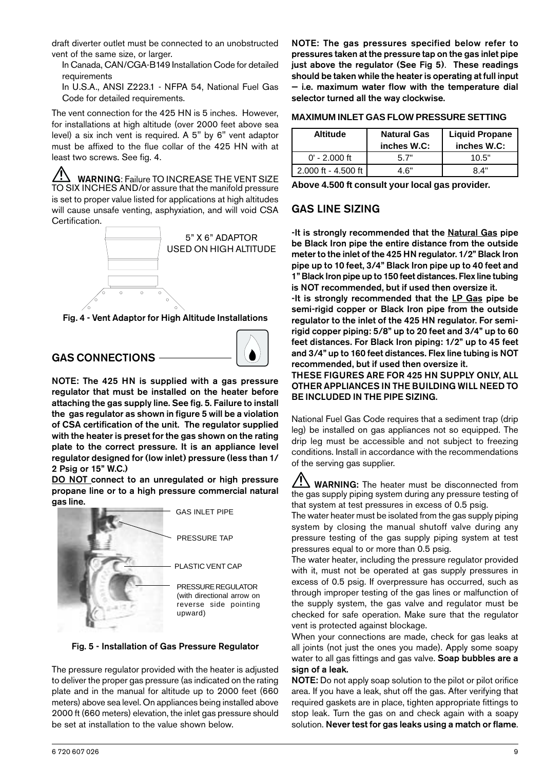draft diverter outlet must be connected to an unobstructed vent of the same size, or larger.

In Canada, CAN/CGA-B149 Installation Code for detailed requirements

In U.S.A., ANSI Z223.1 - NFPA 54, National Fuel Gas Code for detailed requirements.

The vent connection for the 425 HN is 5 inches. However, for installations at high altitude (over 2000 feet above sea level) a six inch vent is required. A 5" by 6" vent adaptor must be affixed to the flue collar of the 425 HN with at least two screws. See fig. 4.

⚠ **WARNING**: Failure TO INCREASE THE VENT SIZE TO SIX INCHES AND/or assure that the manifold pressure is set to proper value listed for applications at high altitudes will cause unsafe venting, asphyxiation, and will void CSA Certification.

5" X 6" ADAPTOR USED ON HIGH ALTITUDE

**Fig. 4 - Vent Adaptor for High Altitude Installations**

## GAS CONNECTIONS

**NOTE: The 425 HN is supplied with a gas pressure regulator that must be installed on the heater before attaching the gas supply line. See fig. 5. Failure to install the gas regulator as shown in figure 5 will be a violation of CSA certification of the unit. The regulator supplied with the heater is preset for the gas shown on the rating plate to the correct pressure. It is an appliance level regulator designed for (low inlet) pressure (less than 1/2 Psig or 15" W.C.)**

**DO NOT connect to an unregulated or high pressure propane line or to a high pressure commercial natural gas line.**

GAS INLET PIPE

PRESSURE TAP

PLASTIC VENT CAP

PRESSURE REGULATOR (with directional arrow on reverse side pointing upward)

**Fig. 5 - Installation of Gas Pressure Regulator**

The pressure regulator provided with the heater is adjusted to deliver the proper gas pressure (as indicated on the rating plate and in the manual for altitude up to 2000 feet (660 meters) above sea level. On appliances being installed above 2000 ft (660 meters) elevation, the inlet gas pressure should be set at installation to the value shown below.

**NOTE: The gas pressures specified below refer to pressures taken at the pressure tap on the gas inlet pipe just above the regulator (See Fig 5). These readings should be taken while the heater is operating at full input — i.e. maximum water flow with the temperature dial selector turned all the way clockwise.**

**MAXIMUM INLET GAS FLOW PRESSURE SETTING**

| Altitude | Natural Gas inches W.C: | Liquid Propane inches W.C: |
|---|---|---|
| 0' - 2.000 ft | 5.7" | 10.5" |
| 2.000 ft - 4.500 ft | 4.6" | 8.4" |

**Above 4.500 ft consult your local gas provider.**

## GAS LINE SIZING

**-It is strongly recommended that the Natural Gas pipe be Black Iron pipe the entire distance from the outside meter to the inlet of the 425 HN regulator. 1/2" Black Iron pipe up to 10 feet, 3/4" Black Iron pipe up to 40 feet and 1" Black Iron pipe up to 150 feet distances. Flex line tubing is NOT recommended, but if used then oversize it.**

**-It is strongly recommended that the LP Gas pipe be semi-rigid copper or Black Iron pipe from the outside regulator to the inlet of the 425 HN regulator. For semi-rigid copper piping: 5/8" up to 20 feet and 3/4" up to 60 feet distances. For Black Iron piping: 1/2" up to 45 feet and 3/4" up to 160 feet distances. Flex line tubing is NOT recommended, but if used then oversize it.**

**THESE FIGURES ARE FOR 425 HN SUPPLY ONLY, ALL OTHER APPLIANCES IN THE BUILDING WILL NEED TO BE INCLUDED IN THE PIPE SIZING.**

National Fuel Gas Code requires that a sediment trap (drip leg) be installed on gas appliances not so equipped. The drip leg must be accessible and not subject to freezing conditions. Install in accordance with the recommendations of the serving gas supplier.

⚠ **WARNING:** The heater must be disconnected from the gas supply piping system during any pressure testing of that system at test pressures in excess of 0.5 psig.

The water heater must be isolated from the gas supply piping system by closing the manual shutoff valve during any pressure testing of the gas supply piping system at test pressures equal to or more than 0.5 psig.

The water heater, including the pressure regulator provided with it, must not be operated at gas supply pressures in excess of 0.5 psig. If overpressure has occurred, such as through improper testing of the gas lines or malfunction of the supply system, the gas valve and regulator must be checked for safe operation. Make sure that the regulator vent is protected against blockage.

When your connections are made, check for gas leaks at all joints (not just the ones you made). Apply some soapy water to all gas fittings and gas valve. **Soap bubbles are a sign of a leak.**

**NOTE:** Do not apply soap solution to the pilot or pilot orifice area. If you have a leak, shut off the gas. After verifying that required gaskets are in place, tighten appropriate fittings to stop leak. Turn the gas on and check again with a soapy solution. **Never test for gas leaks using a match or flame**.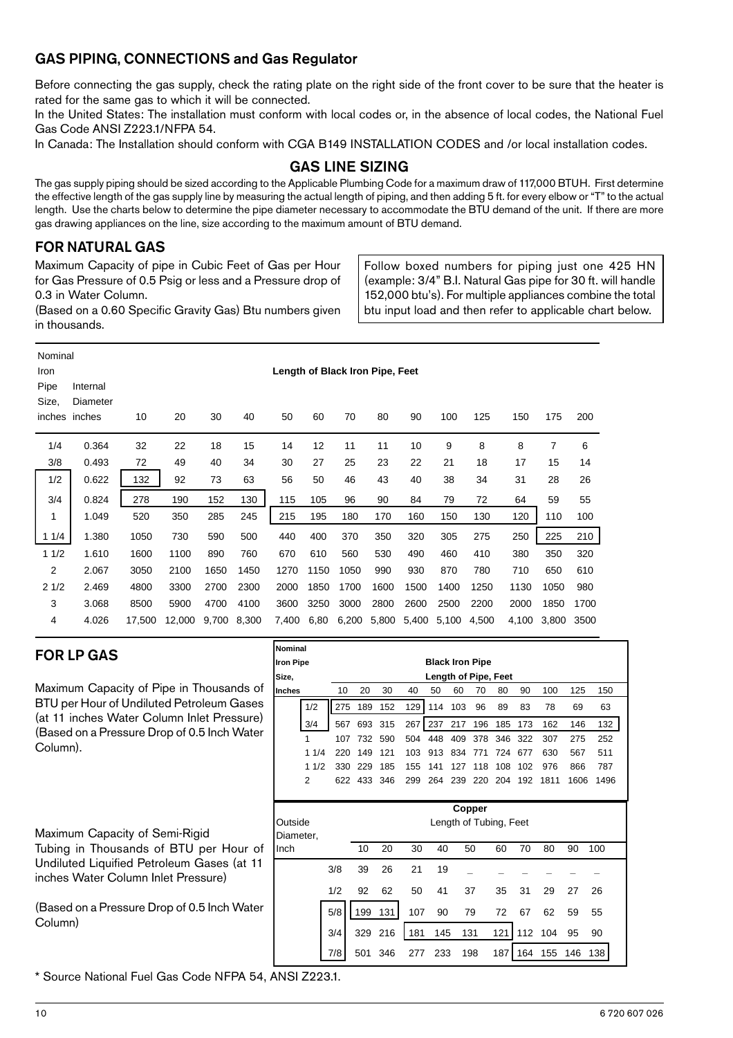## GAS PIPING, CONNECTIONS and Gas Regulator

Before connecting the gas supply, check the rating plate on the right side of the front cover to be sure that the heater is rated for the same gas to which it will be connected.

In the United States: The installation must conform with local codes or, in the absence of local codes, the National Fuel Gas Code ANSI Z223.1/NFPA 54.

In Canada: The Installation should conform with CGA B149 INSTALLATION CODES and /or local installation codes.

### GAS LINE SIZING

The gas supply piping should be sized according to the Applicable Plumbing Code for a maximum draw of 117,000 BTUH. First determine the effective length of the gas supply line by measuring the actual length of piping, and then adding 5 ft. for every elbow or "T" to the actual length. Use the charts below to determine the pipe diameter necessary to accommodate the BTU demand of the unit. If there are more gas drawing appliances on the line, size according to the maximum amount of BTU demand.

## FOR NATURAL GAS

Maximum Capacity of pipe in Cubic Feet of Gas per Hour for Gas Pressure of 0.5 Psig or less and a Pressure drop of 0.3 in Water Column.

(Based on a 0.60 Specific Gravity Gas) Btu numbers given in thousands.

Follow boxed numbers for piping just one 425 HN (example: 3/4" B.I. Natural Gas pipe for 30 ft. will handle 152,000 btu's). For multiple appliances combine the total btu input load and then refer to applicable chart below.

| Nominal Iron Pipe Size, inches | Internal Diameter inches | Length of Black Iron Pipe, Feet | | | | | | | | | | | | | |
|---|---|---|---|---|---|---|---|---|---|---|---|---|---|---|---|
| | | 10 | 20 | 30 | 40 | 50 | 60 | 70 | 80 | 90 | 100 | 125 | 150 | 175 | 200 |
| 1/4 | 0.364 | 32 | 22 | 18 | 15 | 14 | 12 | 11 | 11 | 10 | 9 | 8 | 8 | 7 | 6 |
| 3/8 | 0.493 | 72 | 49 | 40 | 34 | 30 | 27 | 25 | 23 | 22 | 21 | 18 | 17 | 15 | 14 |
| 1/2 | 0.622 | 132 | 92 | 73 | 63 | 56 | 50 | 46 | 43 | 40 | 38 | 34 | 31 | 28 | 26 |
| 3/4 | 0.824 | 278 | 190 | 152 | 130 | 115 | 105 | 96 | 90 | 84 | 79 | 72 | 64 | 59 | 55 |
| 1 | 1.049 | 520 | 350 | 285 | 245 | 215 | 195 | 180 | 170 | 160 | 150 | 130 | 120 | 110 | 100 |
| 1 1/4 | 1.380 | 1050 | 730 | 590 | 500 | 440 | 400 | 370 | 350 | 320 | 305 | 275 | 250 | 225 | 210 |
| 1 1/2 | 1.610 | 1600 | 1100 | 890 | 760 | 670 | 610 | 560 | 530 | 490 | 460 | 410 | 380 | 350 | 320 |
| 2 | 2.067 | 3050 | 2100 | 1650 | 1450 | 1270 | 1150 | 1050 | 990 | 930 | 870 | 780 | 710 | 650 | 610 |
| 2 1/2 | 2.469 | 4800 | 3300 | 2700 | 2300 | 2000 | 1850 | 1700 | 1600 | 1500 | 1400 | 1250 | 1130 | 1050 | 980 |
| 3 | 3.068 | 8500 | 5900 | 4700 | 4100 | 3600 | 3250 | 3000 | 2800 | 2600 | 2500 | 2200 | 2000 | 1850 | 1700 |
| 4 | 4.026 | 17,500 | 12,000 | 9,700 | 8,300 | 7,400 | 6,80 | 6,200 | 5,800 | 5,400 | 5,100 | 4,500 | 4,100 | 3,800 | 3500 |

## FOR LP GAS

Maximum Capacity of Pipe in Thousands of BTU per Hour of Undiluted Petroleum Gases (at 11 inches Water Column Inlet Pressure) (Based on a Pressure Drop of 0.5 Inch Water Column).

| Nominal Iron Pipe Size, Inches | Black Iron Pipe Length of Pipe, Feet | | | | | | | | | | | |
|---|---|---|---|---|---|---|---|---|---|---|---|---|
| | 10 | 20 | 30 | 40 | 50 | 60 | 70 | 80 | 90 | 100 | 125 | 150 |
| 1/2 | 275 | 189 | 152 | 129 | 114 | 103 | 96 | 89 | 83 | 78 | 69 | 63 |
| 3/4 | 567 | 693 | 315 | 267 | 237 | 217 | 196 | 185 | 173 | 162 | 146 | 132 |
| 1 | 107 | 732 | 590 | 504 | 448 | 409 | 378 | 346 | 322 | 307 | 275 | 252 |
| 1 1/4 | 220 | 149 | 121 | 103 | 913 | 834 | 771 | 724 | 677 | 630 | 567 | 511 |
| 1 1/2 | 330 | 229 | 185 | 155 | 141 | 127 | 118 | 108 | 102 | 976 | 866 | 787 |
| 2 | 622 | 433 | 346 | 299 | 264 | 239 | 220 | 204 | 192 | 1811 | 1606 | 1496 |

Maximum Capacity of Semi-Rigid Tubing in Thousands of BTU per Hour of Undiluted Liquified Petroleum Gases (at 11 inches Water Column Inlet Pressure)

(Based on a Pressure Drop of 0.5 Inch Water Column)

| Outside Diameter, Inch | Copper Length of Tubing, Feet | | | | | | | | | |
|---|---|---|---|---|---|---|---|---|---|---|
| | 10 | 20 | 30 | 40 | 50 | 60 | 70 | 80 | 90 | 100 |
| 3/8 | 39 | 26 | 21 | 19 | _ | _ | _ | _ | _ | _ |
| 1/2 | 92 | 62 | 50 | 41 | 37 | 35 | 31 | 29 | 27 | 26 |
| 5/8 | 199 | 131 | 107 | 90 | 79 | 72 | 67 | 62 | 59 | 55 |
| 3/4 | 329 | 216 | 181 | 145 | 131 | 121 | 112 | 104 | 95 | 90 |
| 7/8 | 501 | 346 | 277 | 233 | 198 | 187 | 164 | 155 | 146 | 138 |

\* Source National Fuel Gas Code NFPA 54, ANSI Z223.1.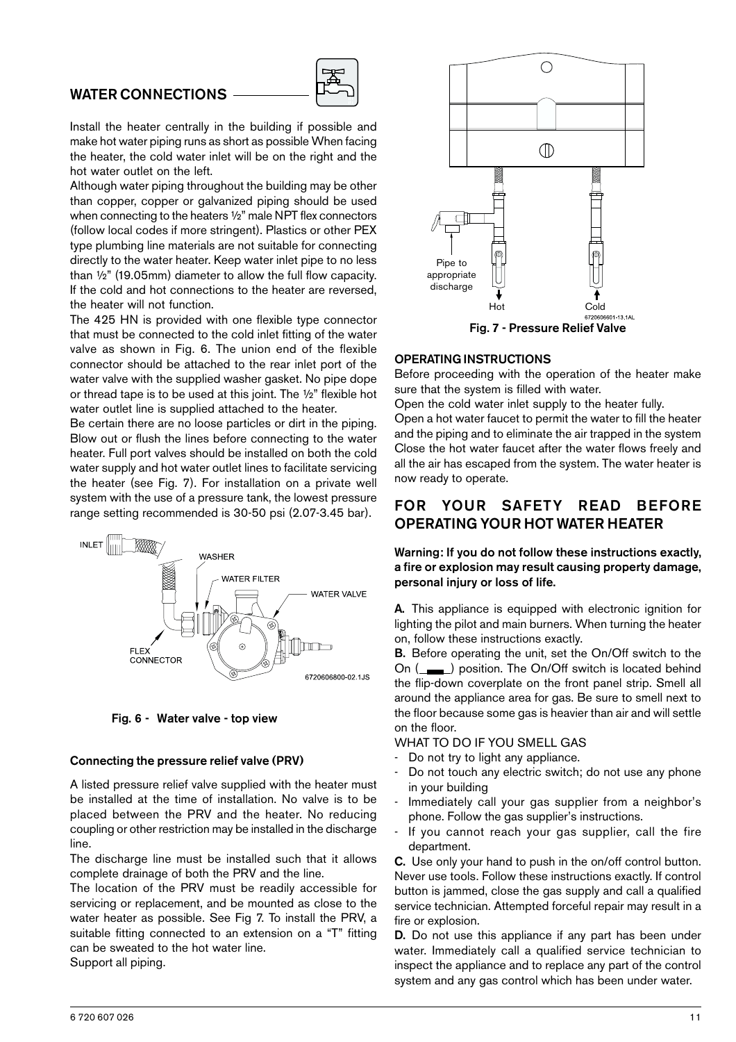## WATER CONNECTIONS

Install the heater centrally in the building if possible and make hot water piping runs as short as possible When facing the heater, the cold water inlet will be on the right and the hot water outlet on the left.

Although water piping throughout the building may be other than copper, copper or galvanized piping should be used when connecting to the heaters ½" male NPT flex connectors (follow local codes if more stringent). Plastics or other PEX type plumbing line materials are not suitable for connecting directly to the water heater. Keep water inlet pipe to no less than ½" (19.05mm) diameter to allow the full flow capacity. If the cold and hot connections to the heater are reversed, the heater will not function.

The 425 HN is provided with one flexible type connector that must be connected to the cold inlet fitting of the water valve as shown in Fig. 6. The union end of the flexible connector should be attached to the rear inlet port of the water valve with the supplied washer gasket. No pipe dope or thread tape is to be used at this joint. The ½" flexible hot water outlet line is supplied attached to the heater.

Be certain there are no loose particles or dirt in the piping. Blow out or flush the lines before connecting to the water heater. Full port valves should be installed on both the cold water supply and hot water outlet lines to facilitate servicing the heater (see Fig. 7). For installation on a private well system with the use of a pressure tank, the lowest pressure range setting recommended is 30-50 psi (2.07-3.45 bar).

INLET, WASHER, WATER FILTER, WATER VALVE, FLEX CONNECTOR
6720606800-02.1JS

Fig. 6 - Water valve - top view

### Connecting the pressure relief valve (PRV)

A listed pressure relief valve supplied with the heater must be installed at the time of installation. No valve is to be placed between the PRV and the heater. No reducing coupling or other restriction may be installed in the discharge line.

The discharge line must be installed such that it allows complete drainage of both the PRV and the line.

The location of the PRV must be readily accessible for servicing or replacement, and be mounted as close to the water heater as possible. See Fig 7. To install the PRV, a suitable fitting connected to an extension on a "T" fitting can be sweated to the hot water line.

Support all piping.

Pipe to appropriate discharge, Hot, Cold
6720606601-13.1AL

Fig. 7 - Pressure Relief Valve

### OPERATING INSTRUCTIONS

Before proceeding with the operation of the heater make sure that the system is filled with water.

Open the cold water inlet supply to the heater fully.

Open a hot water faucet to permit the water to fill the heater and the piping and to eliminate the air trapped in the system Close the hot water faucet after the water flows freely and all the air has escaped from the system. The water heater is now ready to operate.

## FOR YOUR SAFETY READ BEFORE OPERATING YOUR HOT WATER HEATER

**Warning: If you do not follow these instructions exactly, a fire or explosion may result causing property damage, personal injury or loss of life.**

**A.** This appliance is equipped with electronic ignition for lighting the pilot and main burners. When turning the heater on, follow these instructions exactly.

**B.** Before operating the unit, set the On/Off switch to the On (▬) position. The On/Off switch is located behind the flip-down coverplate on the front panel strip. Smell all around the appliance area for gas. Be sure to smell next to the floor because some gas is heavier than air and will settle on the floor.

WHAT TO DO IF YOU SMELL GAS

- Do not try to light any appliance.
- Do not touch any electric switch; do not use any phone in your building
- Immediately call your gas supplier from a neighbor's phone. Follow the gas supplier's instructions.
- If you cannot reach your gas supplier, call the fire department.

**C.** Use only your hand to push in the on/off control button. Never use tools. Follow these instructions exactly. If control button is jammed, close the gas supply and call a qualified service technician. Attempted forceful repair may result in a fire or explosion.

**D.** Do not use this appliance if any part has been under water. Immediately call a qualified service technician to inspect the appliance and to replace any part of the control system and any gas control which has been under water.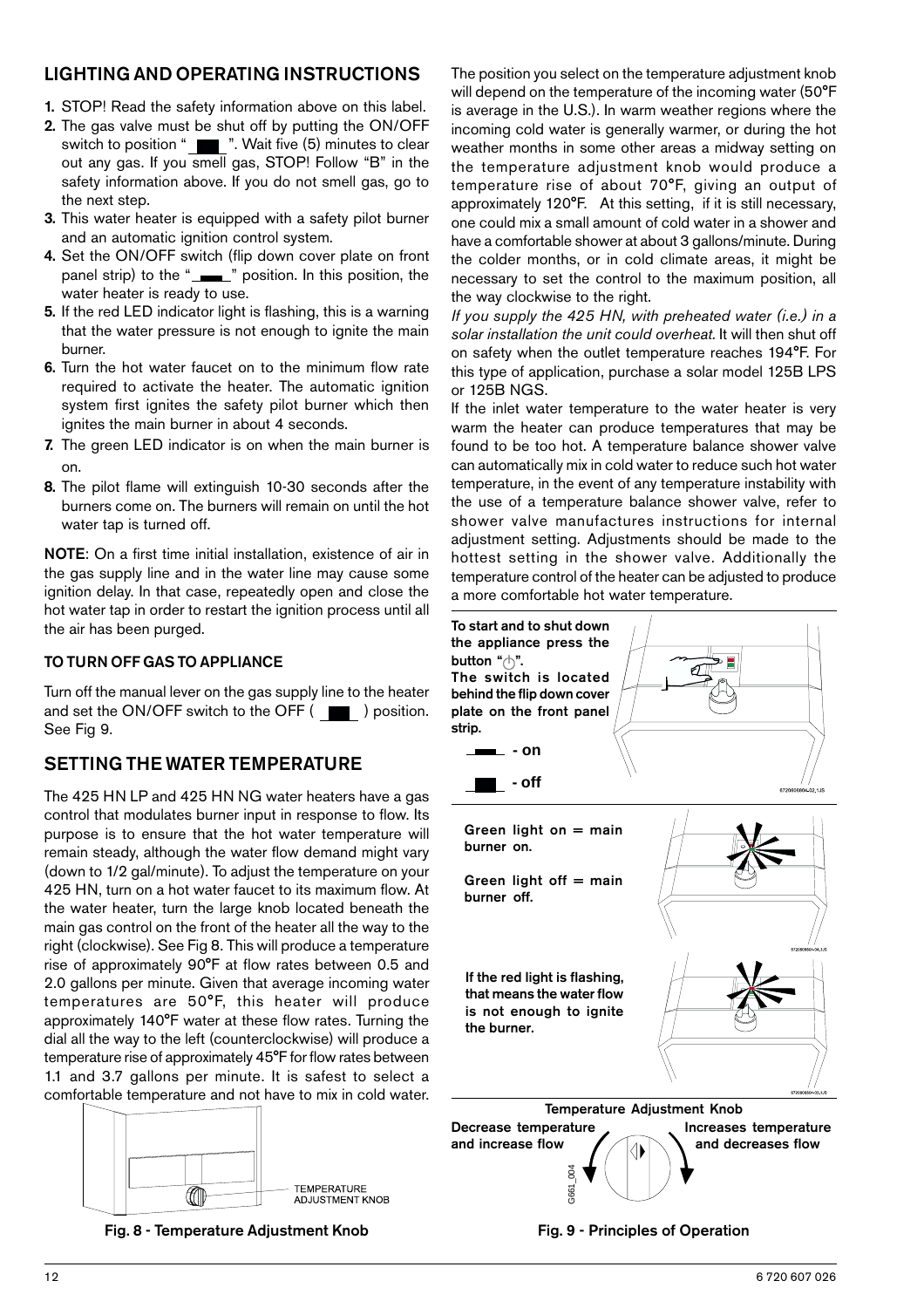## LIGHTING AND OPERATING INSTRUCTIONS

1. STOP! Read the safety information above on this label.
2. The gas valve must be shut off by putting the ON/OFF switch to position " ▬ ". Wait five (5) minutes to clear out any gas. If you smell gas, STOP! Follow "B" in the safety information above. If you do not smell gas, go to the next step.
3. This water heater is equipped with a safety pilot burner and an automatic ignition control system.
4. Set the ON/OFF switch (flip down cover plate on front panel strip) to the "▬" position. In this position, the water heater is ready to use.
5. If the red LED indicator light is flashing, this is a warning that the water pressure is not enough to ignite the main burner.
6. Turn the hot water faucet on to the minimum flow rate required to activate the heater. The automatic ignition system first ignites the safety pilot burner which then ignites the main burner in about 4 seconds.
7. The green LED indicator is on when the main burner is on.
8. The pilot flame will extinguish 10-30 seconds after the burners come on. The burners will remain on until the hot water tap is turned off.

**NOTE**: On a first time initial installation, existence of air in the gas supply line and in the water line may cause some ignition delay. In that case, repeatedly open and close the hot water tap in order to restart the ignition process until all the air has been purged.

### TO TURN OFF GAS TO APPLIANCE

Turn off the manual lever on the gas supply line to the heater and set the ON/OFF switch to the OFF ( ▬ ) position. See Fig 9.

## SETTING THE WATER TEMPERATURE

The 425 HN LP and 425 HN NG water heaters have a gas control that modulates burner input in response to flow. Its purpose is to ensure that the hot water temperature will remain steady, although the water flow demand might vary (down to 1/2 gal/minute). To adjust the temperature on your 425 HN, turn on a hot water faucet to its maximum flow. At the water heater, turn the large knob located beneath the main gas control on the front of the heater all the way to the right (clockwise). See Fig 8. This will produce a temperature rise of approximately 90°F at flow rates between 0.5 and 2.0 gallons per minute. Given that average incoming water temperatures are 50°F, this heater will produce approximately 140°F water at these flow rates. Turning the dial all the way to the left (counterclockwise) will produce a temperature rise of approximately 45°F for flow rates between 1.1 and 3.7 gallons per minute. It is safest to select a comfortable temperature and not have to mix in cold water.

TEMPERATURE ADJUSTMENT KNOB

**Fig. 8 - Temperature Adjustment Knob**

The position you select on the temperature adjustment knob will depend on the temperature of the incoming water (50°F is average in the U.S.). In warm weather regions where the incoming cold water is generally warmer, or during the hot weather months in some other areas a midway setting on the temperature adjustment knob would produce a temperature rise of about 70°F, giving an output of approximately 120°F. At this setting, if it is still necessary, one could mix a small amount of cold water in a shower and have a comfortable shower at about 3 gallons/minute. During the colder months, or in cold climate areas, it might be necessary to set the control to the maximum position, all the way clockwise to the right.

*If you supply the 425 HN, with preheated water (i.e.) in a solar installation the unit could overheat*. It will then shut off on safety when the outlet temperature reaches 194°F. For this type of application, purchase a solar model 125B LPS or 125B NGS.

If the inlet water temperature to the water heater is very warm the heater can produce temperatures that may be found to be too hot. A temperature balance shower valve can automatically mix in cold water to reduce such hot water temperature, in the event of any temperature instability with the use of a temperature balance shower valve, refer to shower valve manufactures instructions for internal adjustment setting. Adjustments should be made to the hottest setting in the shower valve. Additionally the temperature control of the heater can be adjusted to produce a more comfortable hot water temperature.

**To start and to shut down the appliance press the button "⏻". The switch is located behind the flip down cover plate on the front panel strip.**

**▬ - on**

**▬ - off**

**Green light on = main burner on.**

**Green light off = main burner off.**

**If the red light is flashing, that means the water flow is not enough to ignite the burner.**

**Temperature Adjustment Knob**

**Decrease temperature and increase flow**

**Increases temperature and decreases flow**

**Fig. 9 - Principles of Operation**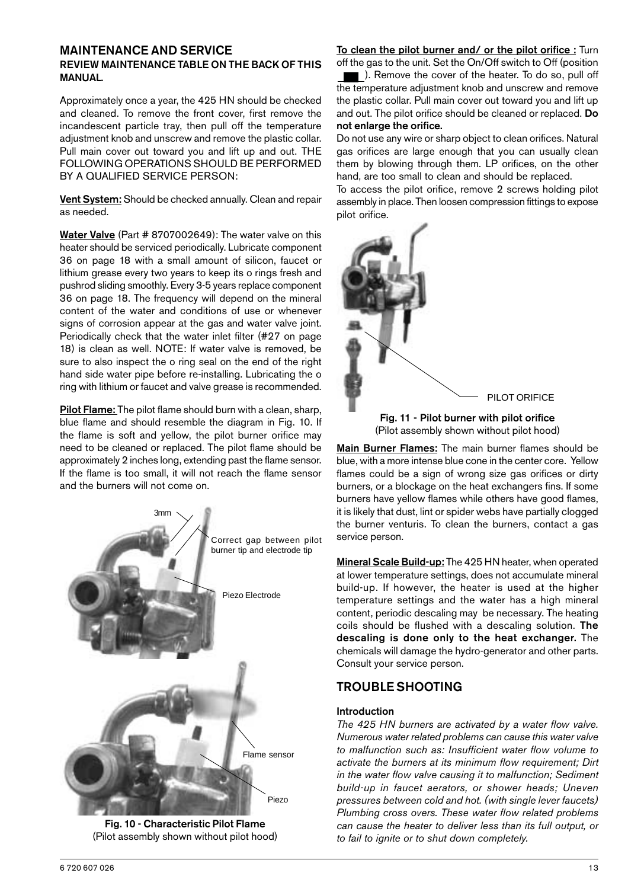## MAINTENANCE AND SERVICE

### REVIEW MAINTENANCE TABLE ON THE BACK OF THIS MANUAL.

Approximately once a year, the 425 HN should be checked and cleaned. To remove the front cover, first remove the incandescent particle tray, then pull off the temperature adjustment knob and unscrew and remove the plastic collar. Pull main cover out toward you and lift up and out. THE FOLLOWING OPERATIONS SHOULD BE PERFORMED BY A QUALIFIED SERVICE PERSON:

**Vent System:** Should be checked annually. Clean and repair as needed.

**Water Valve** (Part # 8707002649): The water valve on this heater should be serviced periodically. Lubricate component 36 on page 18 with a small amount of silicon, faucet or lithium grease every two years to keep its o rings fresh and pushrod sliding smoothly. Every 3-5 years replace component 36 on page 18. The frequency will depend on the mineral content of the water and conditions of use or whenever signs of corrosion appear at the gas and water valve joint. Periodically check that the water inlet filter (#27 on page 18) is clean as well. NOTE: If water valve is removed, be sure to also inspect the o ring seal on the end of the right hand side water pipe before re-installing. Lubricating the o ring with lithium or faucet and valve grease is recommended.

**Pilot Flame:** The pilot flame should burn with a clean, sharp, blue flame and should resemble the diagram in Fig. 10. If the flame is soft and yellow, the pilot burner orifice may need to be cleaned or replaced. The pilot flame should be approximately 2 inches long, extending past the flame sensor. If the flame is too small, it will not reach the flame sensor and the burners will not come on.

3mm

Correct gap between pilot burner tip and electrode tip

Piezo Electrode

Flame sensor

Piezo

**Fig. 10 - Characteristic Pilot Flame**
(Pilot assembly shown without pilot hood)

**To clean the pilot burner and/ or the pilot orifice :** Turn off the gas to the unit. Set the On/Off switch to Off (position ■). Remove the cover of the heater. To do so, pull off the temperature adjustment knob and unscrew and remove the plastic collar. Pull main cover out toward you and lift up and out. The pilot orifice should be cleaned or replaced. **Do not enlarge the orifice.**

Do not use any wire or sharp object to clean orifices. Natural gas orifices are large enough that you can usually clean them by blowing through them. LP orifices, on the other hand, are too small to clean and should be replaced.

To access the pilot orifice, remove 2 screws holding pilot assembly in place. Then loosen compression fittings to expose pilot orifice.

PILOT ORIFICE

**Fig. 11 - Pilot burner with pilot orifice**
(Pilot assembly shown without pilot hood)

**Main Burner Flames:** The main burner flames should be blue, with a more intense blue cone in the center core. Yellow flames could be a sign of wrong size gas orifices or dirty burners, or a blockage on the heat exchangers fins. If some burners have yellow flames while others have good flames, it is likely that dust, lint or spider webs have partially clogged the burner venturis. To clean the burners, contact a gas service person.

**Mineral Scale Build-up:** The 425 HN heater, when operated at lower temperature settings, does not accumulate mineral build-up. If however, the heater is used at the higher temperature settings and the water has a high mineral content, periodic descaling may be necessary. The heating coils should be flushed with a descaling solution. **The descaling is done only to the heat exchanger.** The chemicals will damage the hydro-generator and other parts. Consult your service person.

## TROUBLE SHOOTING

### Introduction

*The 425 HN burners are activated by a water flow valve. Numerous water related problems can cause this water valve to malfunction such as: Insufficient water flow volume to activate the burners at its minimum flow requirement; Dirt in the water flow valve causing it to malfunction; Sediment build-up in faucet aerators, or shower heads; Uneven pressures between cold and hot. (with single lever faucets) Plumbing cross overs. These water flow related problems can cause the heater to deliver less than its full output, or to fail to ignite or to shut down completely.*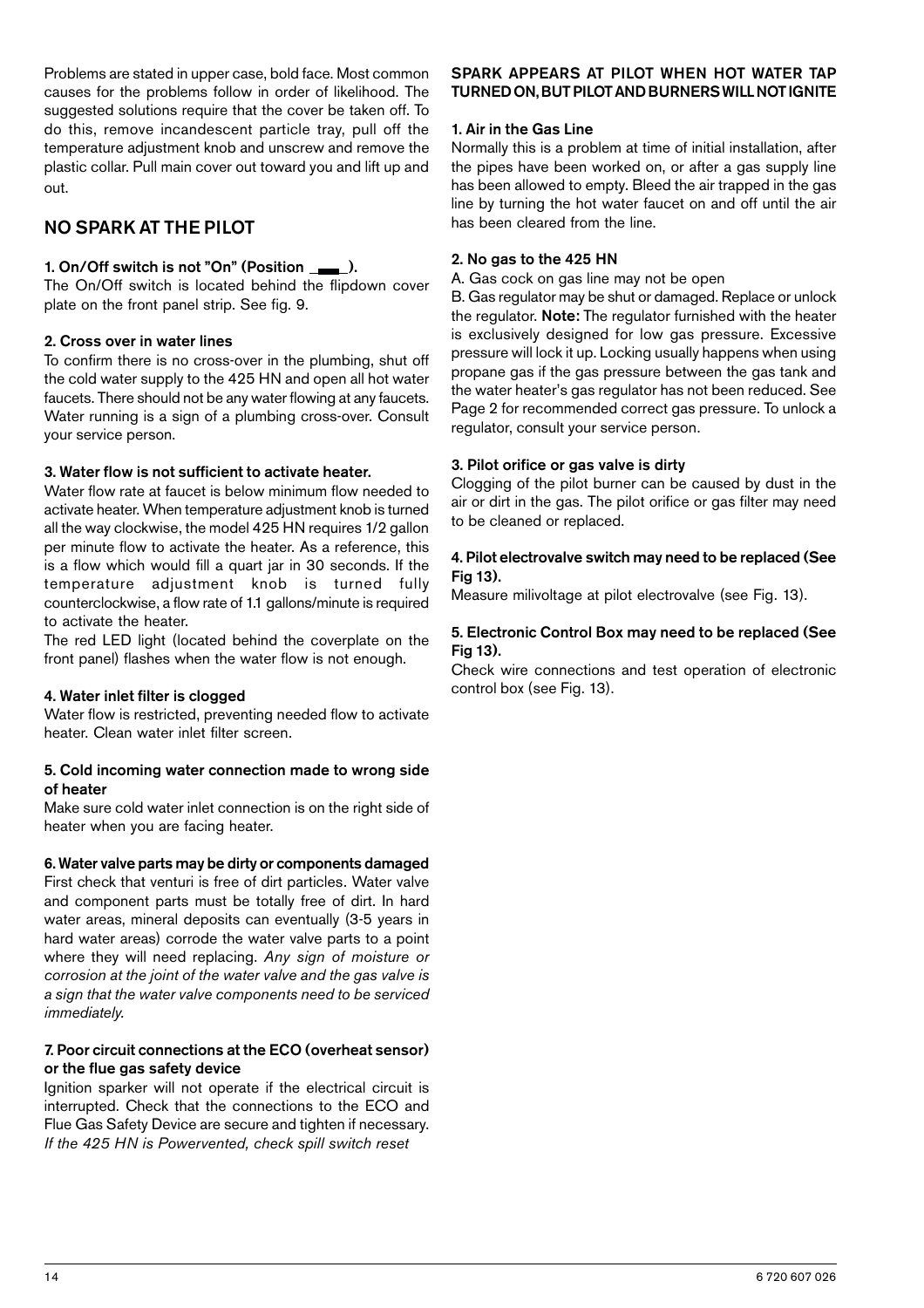Problems are stated in upper case, bold face. Most common causes for the problems follow in order of likelihood. The suggested solutions require that the cover be taken off. To do this, remove incandescent particle tray, pull off the temperature adjustment knob and unscrew and remove the plastic collar. Pull main cover out toward you and lift up and out.

## NO SPARK AT THE PILOT

### 1. On/Off switch is not "On" (Position ▬).

The On/Off switch is located behind the flipdown cover plate on the front panel strip. See fig. 9.

### 2. Cross over in water lines

To confirm there is no cross-over in the plumbing, shut off the cold water supply to the 425 HN and open all hot water faucets. There should not be any water flowing at any faucets. Water running is a sign of a plumbing cross-over. Consult your service person.

### 3. Water flow is not sufficient to activate heater.

Water flow rate at faucet is below minimum flow needed to activate heater. When temperature adjustment knob is turned all the way clockwise, the model 425 HN requires 1/2 gallon per minute flow to activate the heater. As a reference, this is a flow which would fill a quart jar in 30 seconds. If the temperature adjustment knob is turned fully counterclockwise, a flow rate of 1.1 gallons/minute is required to activate the heater.

The red LED light (located behind the coverplate on the front panel) flashes when the water flow is not enough.

### 4. Water inlet filter is clogged

Water flow is restricted, preventing needed flow to activate heater. Clean water inlet filter screen.

### 5. Cold incoming water connection made to wrong side of heater

Make sure cold water inlet connection is on the right side of heater when you are facing heater.

### 6. Water valve parts may be dirty or components damaged

First check that venturi is free of dirt particles. Water valve and component parts must be totally free of dirt. In hard water areas, mineral deposits can eventually (3-5 years in hard water areas) corrode the water valve parts to a point where they will need replacing. *Any sign of moisture or corrosion at the joint of the water valve and the gas valve is a sign that the water valve components need to be serviced immediately.*

### 7. Poor circuit connections at the ECO (overheat sensor) or the flue gas safety device

Ignition sparker will not operate if the electrical circuit is interrupted. Check that the connections to the ECO and Flue Gas Safety Device are secure and tighten if necessary. *If the 425 HN is Powervented, check spill switch reset*

## SPARK APPEARS AT PILOT WHEN HOT WATER TAP TURNED ON, BUT PILOT AND BURNERS WILL NOT IGNITE

### 1. Air in the Gas Line

Normally this is a problem at time of initial installation, after the pipes have been worked on, or after a gas supply line has been allowed to empty. Bleed the air trapped in the gas line by turning the hot water faucet on and off until the air has been cleared from the line.

### 2. No gas to the 425 HN

A. Gas cock on gas line may not be open

B. Gas regulator may be shut or damaged. Replace or unlock the regulator. **Note:** The regulator furnished with the heater is exclusively designed for low gas pressure. Excessive pressure will lock it up. Locking usually happens when using propane gas if the gas pressure between the gas tank and the water heater's gas regulator has not been reduced. See Page 2 for recommended correct gas pressure. To unlock a regulator, consult your service person.

### 3. Pilot orifice or gas valve is dirty

Clogging of the pilot burner can be caused by dust in the air or dirt in the gas. The pilot orifice or gas filter may need to be cleaned or replaced.

### 4. Pilot electrovalve switch may need to be replaced (See Fig 13).

Measure milivoltage at pilot electrovalve (see Fig. 13).

### 5. Electronic Control Box may need to be replaced (See Fig 13).

Check wire connections and test operation of electronic control box (see Fig. 13).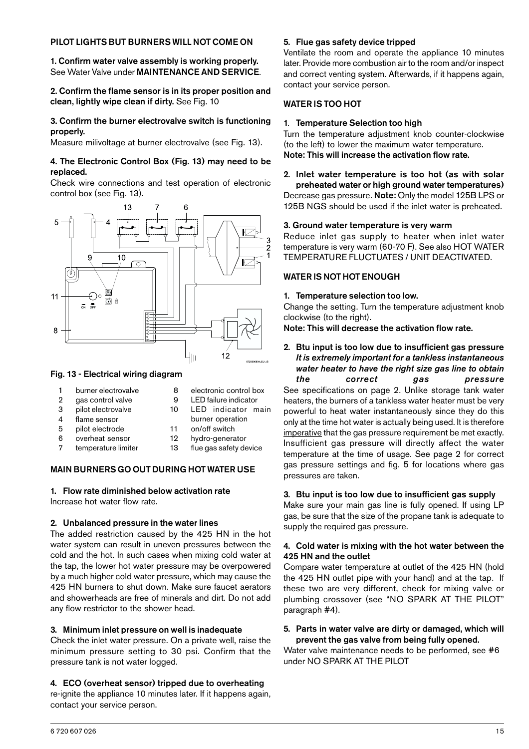## PILOT LIGHTS BUT BURNERS WILL NOT COME ON

**1. Confirm water valve assembly is working properly.** See Water Valve under **MAINTENANCE AND SERVICE**.

**2. Confirm the flame sensor is in its proper position and clean, lightly wipe clean if dirty.** See Fig. 10

**3. Confirm the burner electrovalve switch is functioning properly.**
Measure milivoltage at burner electrovalve (see Fig. 13).

**4. The Electronic Control Box (Fig. 13) may need to be replaced.**
Check wire connections and test operation of electronic control box (see Fig. 13).

**Fig. 13 - Electrical wiring diagram**

| | | | |
|---|---|---|---|
| 1 | burner electrovalve | 8 | electronic control box |
| 2 | gas control valve | 9 | LED failure indicator |
| 3 | pilot electrovalve | 10 | LED indicator main burner operation |
| 4 | flame sensor | 11 | on/off switch |
| 5 | pilot electrode | 12 | hydro-generator |
| 6 | overheat sensor | 13 | flue gas safety device |
| 7 | temperature limiter | | |

## MAIN BURNERS GO OUT DURING HOT WATER USE

**1. Flow rate diminished below activation rate**
Increase hot water flow rate.

**2. Unbalanced pressure in the water lines**
The added restriction caused by the 425 HN in the hot water system can result in uneven pressures between the cold and the hot. In such cases when mixing cold water at the tap, the lower hot water pressure may be overpowered by a much higher cold water pressure, which may cause the 425 HN burners to shut down. Make sure faucet aerators and showerheads are free of minerals and dirt. Do not add any flow restrictor to the shower head.

**3. Minimum inlet pressure on well is inadequate**
Check the inlet water pressure. On a private well, raise the minimum pressure setting to 30 psi. Confirm that the pressure tank is not water logged.

**4. ECO (overheat sensor) tripped due to overheating**
re-ignite the appliance 10 minutes later. If it happens again, contact your service person.

**5. Flue gas safety device tripped**
Ventilate the room and operate the appliance 10 minutes later. Provide more combustion air to the room and/or inspect and correct venting system. Afterwards, if it happens again, contact your service person.

## WATER IS TOO HOT

**1. Temperature Selection too high**
Turn the temperature adjustment knob counter-clockwise (to the left) to lower the maximum water temperature.
**Note: This will increase the activation flow rate.**

**2. Inlet water temperature is too hot (as with solar preheated water or high ground water temperatures)**
Decrease gas pressure. **Note:** Only the model 125B LPS or 125B NGS should be used if the inlet water is preheated.

**3. Ground water temperature is very warm**
Reduce inlet gas supply to heater when inlet water temperature is very warm (60-70 F). See also HOT WATER TEMPERATURE FLUCTUATES / UNIT DEACTIVATED.

## WATER IS NOT HOT ENOUGH

**1. Temperature selection too low.**
Change the setting. Turn the temperature adjustment knob clockwise (to the right).
**Note: This will decrease the activation flow rate.**

**2. Btu input is too low due to insufficient gas pressure** ***It is extremely important for a tankless instantaneous water heater to have the right size gas line to obtain the correct gas pressure***
See specifications on page 2. Unlike storage tank water heaters, the burners of a tankless water heater must be very powerful to heat water instantaneously since they do this only at the time hot water is actually being used. It is therefore imperative that the gas pressure requirement be met exactly. Insufficient gas pressure will directly affect the water temperature at the time of usage. See page 2 for correct gas pressure settings and fig. 5 for locations where gas pressures are taken.

**3. Btu input is too low due to insufficient gas supply**
Make sure your main gas line is fully opened. If using LP gas, be sure that the size of the propane tank is adequate to supply the required gas pressure.

**4. Cold water is mixing with the hot water between the 425 HN and the outlet**
Compare water temperature at outlet of the 425 HN (hold the 425 HN outlet pipe with your hand) and at the tap. If these two are very different, check for mixing valve or plumbing crossover (see "NO SPARK AT THE PILOT" paragraph #4).

**5. Parts in water valve are dirty or damaged, which will prevent the gas valve from being fully opened.**
Water valve maintenance needs to be performed, see #6 under NO SPARK AT THE PILOT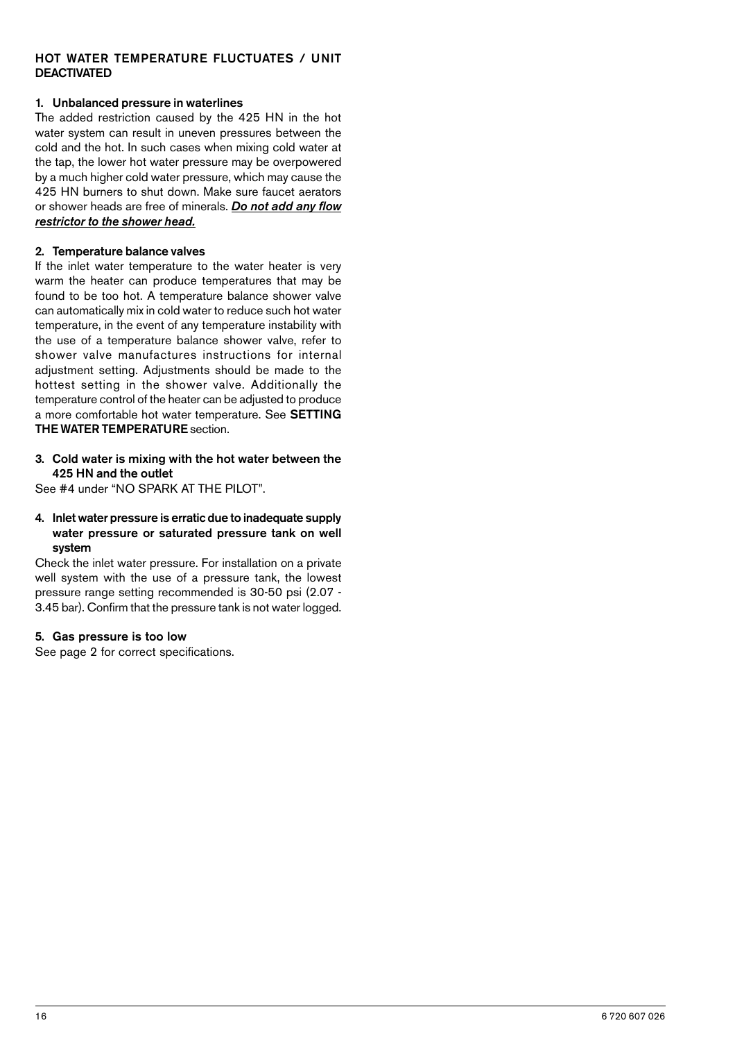## HOT WATER TEMPERATURE FLUCTUATES / UNIT DEACTIVATED

### 1. Unbalanced pressure in waterlines

The added restriction caused by the 425 HN in the hot water system can result in uneven pressures between the cold and the hot. In such cases when mixing cold water at the tap, the lower hot water pressure may be overpowered by a much higher cold water pressure, which may cause the 425 HN burners to shut down. Make sure faucet aerators or shower heads are free of minerals. ***Do not add any flow restrictor to the shower head.***

### 2. Temperature balance valves

If the inlet water temperature to the water heater is very warm the heater can produce temperatures that may be found to be too hot. A temperature balance shower valve can automatically mix in cold water to reduce such hot water temperature, in the event of any temperature instability with the use of a temperature balance shower valve, refer to shower valve manufactures instructions for internal adjustment setting. Adjustments should be made to the hottest setting in the shower valve. Additionally the temperature control of the heater can be adjusted to produce a more comfortable hot water temperature. See **SETTING THE WATER TEMPERATURE** section.

### 3. Cold water is mixing with the hot water between the 425 HN and the outlet

See #4 under "NO SPARK AT THE PILOT".

### 4. Inlet water pressure is erratic due to inadequate supply water pressure or saturated pressure tank on well system

Check the inlet water pressure. For installation on a private well system with the use of a pressure tank, the lowest pressure range setting recommended is 30-50 psi (2.07 - 3.45 bar). Confirm that the pressure tank is not water logged.

### 5. Gas pressure is too low

See page 2 for correct specifications.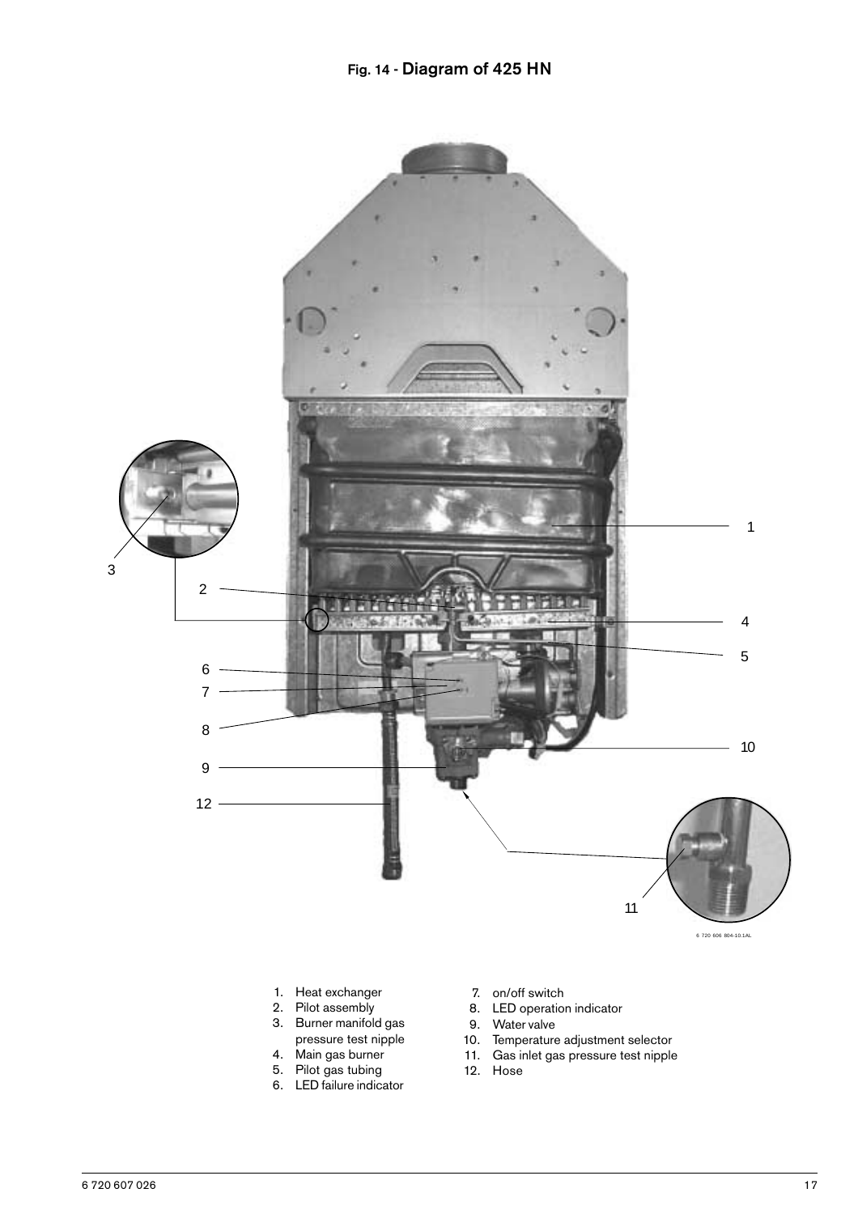Fig. 14 - **Diagram of 425 HN**

6 720 606 804-10.1AL

1. Heat exchanger
2. Pilot assembly
3. Burner manifold gas pressure test nipple
4. Main gas burner
5. Pilot gas tubing
6. LED failure indicator
7. on/off switch
8. LED operation indicator
9. Water valve
10. Temperature adjustment selector
11. Gas inlet gas pressure test nipple
12. Hose

6 720 607 026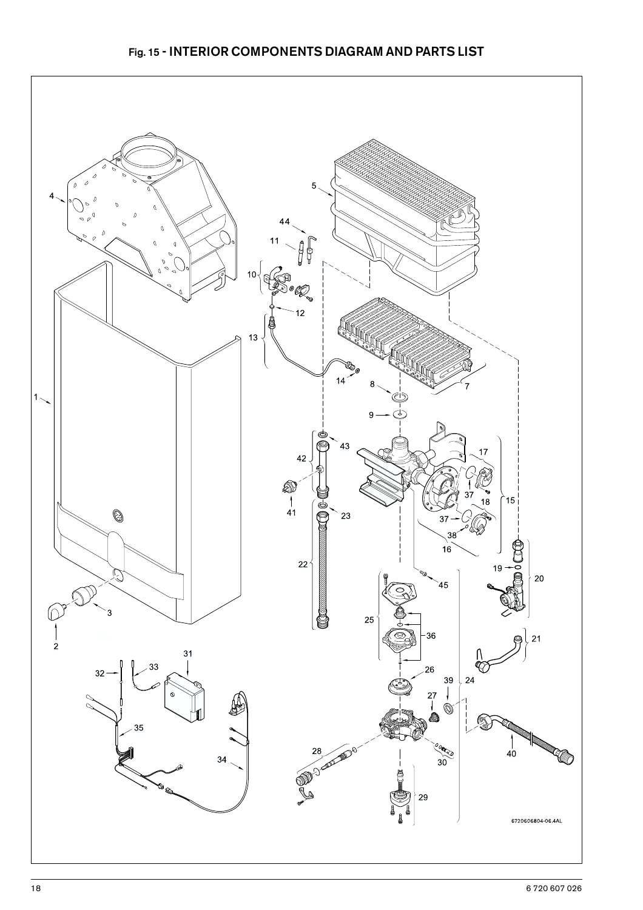# Fig. 15 - INTERIOR COMPONENTS DIAGRAM AND PARTS LIST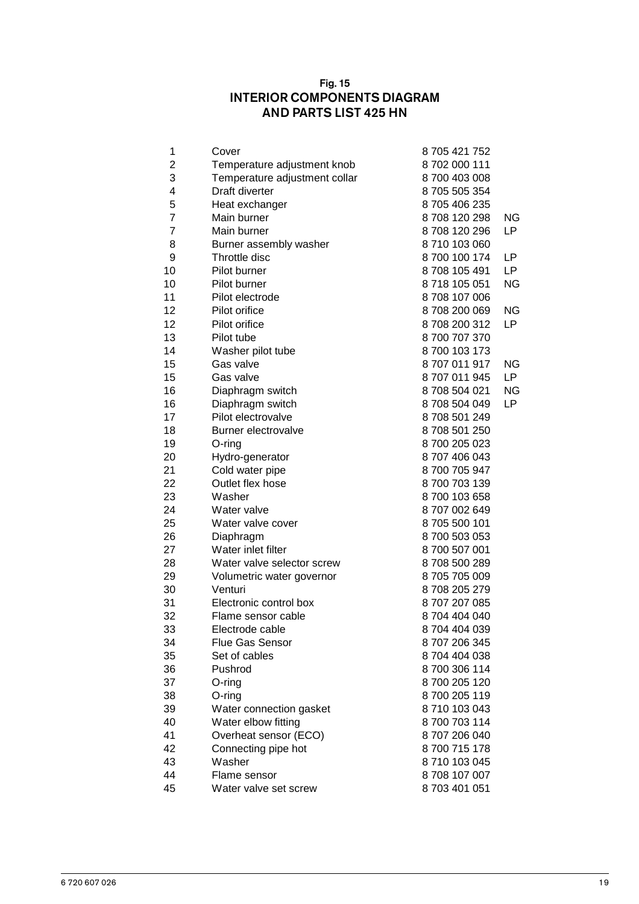**Fig. 15**

## INTERIOR COMPONENTS DIAGRAM AND PARTS LIST 425 HN

| | | | |
|---|---|---|---|
| 1 | Cover | 8 705 421 752 | |
| 2 | Temperature adjustment knob | 8 702 000 111 | |
| 3 | Temperature adjustment collar | 8 700 403 008 | |
| 4 | Draft diverter | 8 705 505 354 | |
| 5 | Heat exchanger | 8 705 406 235 | |
| 7 | Main burner | 8 708 120 298 | NG |
| 7 | Main burner | 8 708 120 296 | LP |
| 8 | Burner assembly washer | 8 710 103 060 | |
| 9 | Throttle disc | 8 700 100 174 | LP |
| 10 | Pilot burner | 8 708 105 491 | LP |
| 10 | Pilot burner | 8 718 105 051 | NG |
| 11 | Pilot electrode | 8 708 107 006 | |
| 12 | Pilot orifice | 8 708 200 069 | NG |
| 12 | Pilot orifice | 8 708 200 312 | LP |
| 13 | Pilot tube | 8 700 707 370 | |
| 14 | Washer pilot tube | 8 700 103 173 | |
| 15 | Gas valve | 8 707 011 917 | NG |
| 15 | Gas valve | 8 707 011 945 | LP |
| 16 | Diaphragm switch | 8 708 504 021 | NG |
| 16 | Diaphragm switch | 8 708 504 049 | LP |
| 17 | Pilot electrovalve | 8 708 501 249 | |
| 18 | Burner electrovalve | 8 708 501 250 | |
| 19 | O-ring | 8 700 205 023 | |
| 20 | Hydro-generator | 8 707 406 043 | |
| 21 | Cold water pipe | 8 700 705 947 | |
| 22 | Outlet flex hose | 8 700 703 139 | |
| 23 | Washer | 8 700 103 658 | |
| 24 | Water valve | 8 707 002 649 | |
| 25 | Water valve cover | 8 705 500 101 | |
| 26 | Diaphragm | 8 700 503 053 | |
| 27 | Water inlet filter | 8 700 507 001 | |
| 28 | Water valve selector screw | 8 708 500 289 | |
| 29 | Volumetric water governor | 8 705 705 009 | |
| 30 | Venturi | 8 708 205 279 | |
| 31 | Electronic control box | 8 707 207 085 | |
| 32 | Flame sensor cable | 8 704 404 040 | |
| 33 | Electrode cable | 8 704 404 039 | |
| 34 | Flue Gas Sensor | 8 707 206 345 | |
| 35 | Set of cables | 8 704 404 038 | |
| 36 | Pushrod | 8 700 306 114 | |
| 37 | O-ring | 8 700 205 120 | |
| 38 | O-ring | 8 700 205 119 | |
| 39 | Water connection gasket | 8 710 103 043 | |
| 40 | Water elbow fitting | 8 700 703 114 | |
| 41 | Overheat sensor (ECO) | 8 707 206 040 | |
| 42 | Connecting pipe hot | 8 700 715 178 | |
| 43 | Washer | 8 710 103 045 | |
| 44 | Flame sensor | 8 708 107 007 | |
| 45 | Water valve set screw | 8 703 401 051 | |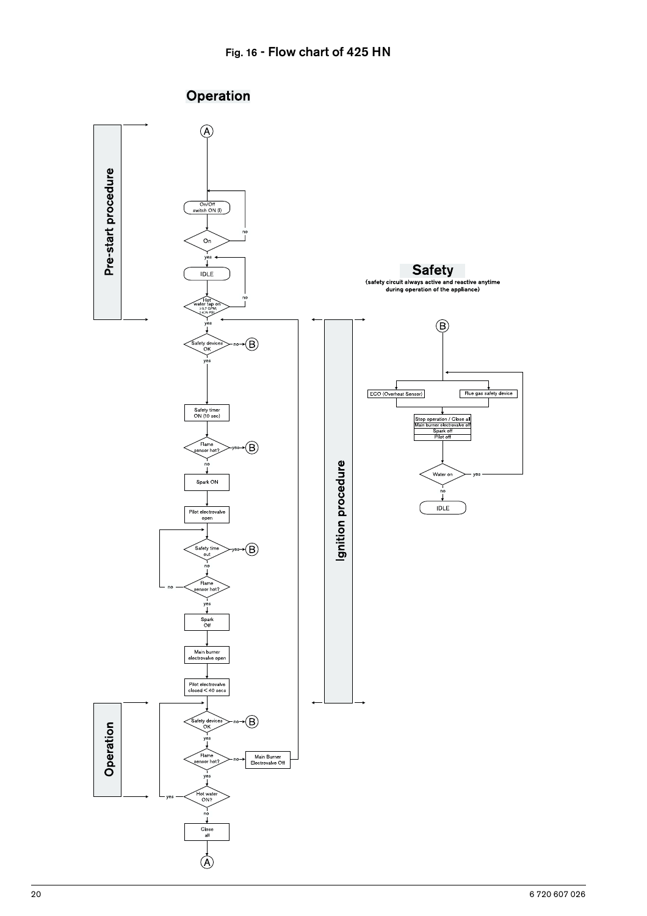Fig. 16 - Flow chart of 425 HN

## Operation

**Pre-start procedure**

- (A)
- On/Off switch ON (I)
- On? — no → back to On/Off switch ON (I); yes →
- IDLE
- Hot water tap on ≥0.7 GPM; ≥4.76 PSI? — no → back to IDLE; yes →

**Ignition procedure**

- Safety devices OK? — no → (B); yes →
- Safety timer ON (10 sec)
- Flame sensor hot? — yes → (B); no →
- Spark ON
- Pilot electrovalve open
- Safety time out? — yes → (B); no →
- Flame sensor hot? — no → back to Safety time out; yes →
- Spark Off
- Main burner electrovalve open
- Pilot electrovalve closed < 40 secs

**Operation**

- Safety devices OK? — no → (B); yes →
- Flame sensor hot? — no → Main Burner Electrovalve Off → back to Safety devices OK (ignition procedure); yes →
- Hot water ON? — yes → back to Safety devices OK (operation); no →
- Close all
- (A)

## Safety

(safety circuit always active and reactive anytime during operation of the appliance)

- (B)
- ECO (Overheat Sensor) / Flue gas safety device
- Stop operation / Close all
  - Main burner electrovalve off
  - Spark off
  - Pilot off
- Water on? — yes → back to ECO (Overheat Sensor) / Flue gas safety device; no →
- IDLE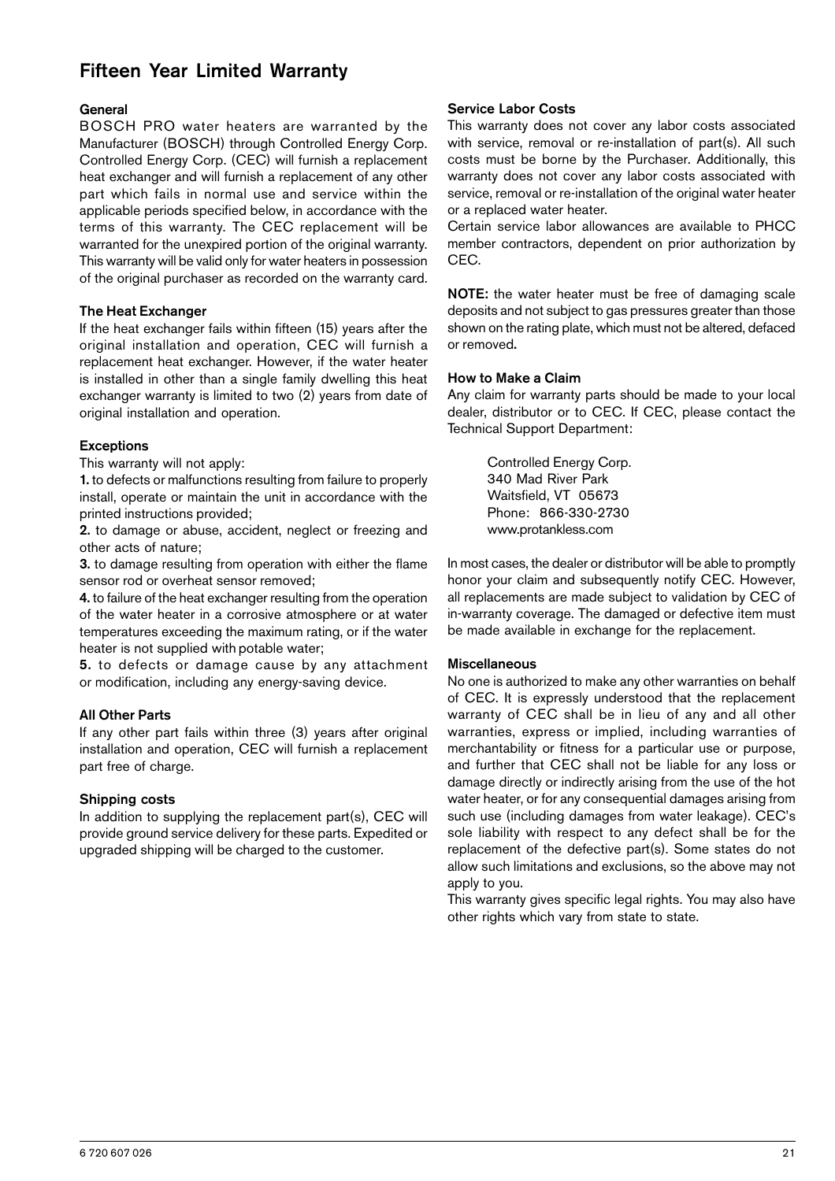# Fifteen Year Limited Warranty

### General

BOSCH PRO water heaters are warranted by the Manufacturer (BOSCH) through Controlled Energy Corp. Controlled Energy Corp. (CEC) will furnish a replacement heat exchanger and will furnish a replacement of any other part which fails in normal use and service within the applicable periods specified below, in accordance with the terms of this warranty. The CEC replacement will be warranted for the unexpired portion of the original warranty. This warranty will be valid only for water heaters in possession of the original purchaser as recorded on the warranty card.

### The Heat Exchanger

If the heat exchanger fails within fifteen (15) years after the original installation and operation, CEC will furnish a replacement heat exchanger. However, if the water heater is installed in other than a single family dwelling this heat exchanger warranty is limited to two (2) years from date of original installation and operation.

### Exceptions

This warranty will not apply:

**1.** to defects or malfunctions resulting from failure to properly install, operate or maintain the unit in accordance with the printed instructions provided;

**2.** to damage or abuse, accident, neglect or freezing and other acts of nature;

**3.** to damage resulting from operation with either the flame sensor rod or overheat sensor removed;

**4.** to failure of the heat exchanger resulting from the operation of the water heater in a corrosive atmosphere or at water temperatures exceeding the maximum rating, or if the water heater is not supplied with potable water;

**5.** to defects or damage cause by any attachment or modification, including any energy-saving device.

### All Other Parts

If any other part fails within three (3) years after original installation and operation, CEC will furnish a replacement part free of charge.

### Shipping costs

In addition to supplying the replacement part(s), CEC will provide ground service delivery for these parts. Expedited or upgraded shipping will be charged to the customer.

### Service Labor Costs

This warranty does not cover any labor costs associated with service, removal or re-installation of part(s). All such costs must be borne by the Purchaser. Additionally, this warranty does not cover any labor costs associated with service, removal or re-installation of the original water heater or a replaced water heater.

Certain service labor allowances are available to PHCC member contractors, dependent on prior authorization by CEC.

**NOTE:** the water heater must be free of damaging scale deposits and not subject to gas pressures greater than those shown on the rating plate, which must not be altered, defaced or removed**.**

### How to Make a Claim

Any claim for warranty parts should be made to your local dealer, distributor or to CEC. If CEC, please contact the Technical Support Department:

Controlled Energy Corp.
340 Mad River Park
Waitsfield, VT 05673
Phone: 866-330-2730
www.protankless.com

In most cases, the dealer or distributor will be able to promptly honor your claim and subsequently notify CEC. However, all replacements are made subject to validation by CEC of in-warranty coverage. The damaged or defective item must be made available in exchange for the replacement.

### Miscellaneous

No one is authorized to make any other warranties on behalf of CEC. It is expressly understood that the replacement warranty of CEC shall be in lieu of any and all other warranties, express or implied, including warranties of merchantability or fitness for a particular use or purpose, and further that CEC shall not be liable for any loss or damage directly or indirectly arising from the use of the hot water heater, or for any consequential damages arising from such use (including damages from water leakage). CEC's sole liability with respect to any defect shall be for the replacement of the defective part(s). Some states do not allow such limitations and exclusions, so the above may not apply to you.

This warranty gives specific legal rights. You may also have other rights which vary from state to state.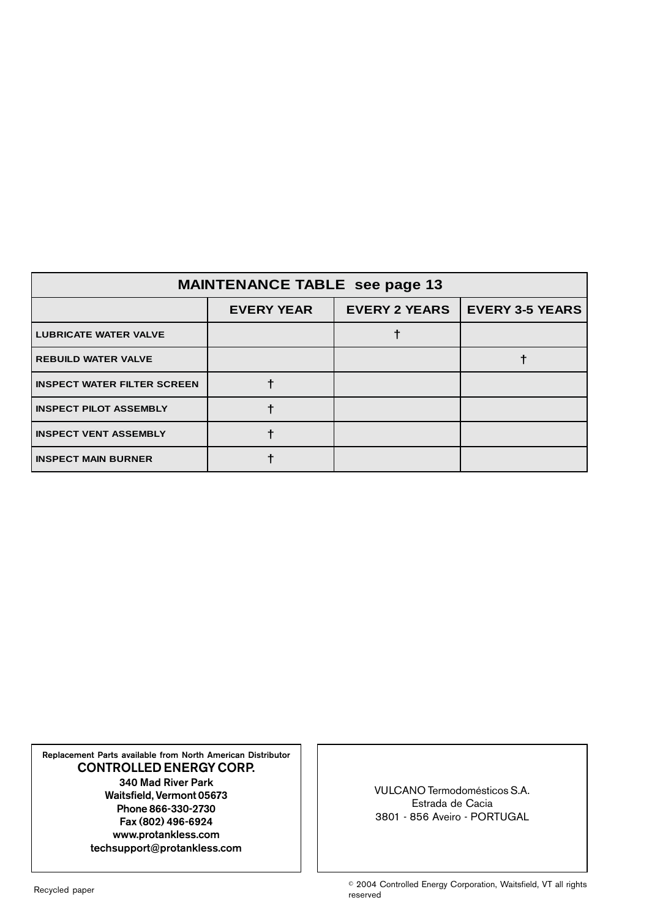| MAINTENANCE TABLE see page 13 | | | |
|---|---|---|---|
| | EVERY YEAR | EVERY 2 YEARS | EVERY 3-5 YEARS |
| LUBRICATE WATER VALVE | | † | |
| REBUILD WATER VALVE | | | † |
| INSPECT WATER FILTER SCREEN | † | | |
| INSPECT PILOT ASSEMBLY | † | | |
| INSPECT VENT ASSEMBLY | † | | |
| INSPECT MAIN BURNER | † | | |

Replacement Parts available from North American Distributor
**CONTROLLED ENERGY CORP.**
**340 Mad River Park**
**Waitsfield, Vermont 05673**
**Phone 866-330-2730**
**Fax (802) 496-6924**
**www.protankless.com**
**techsupport@protankless.com**

VULCANO Termodomésticos S.A.
Estrada de Cacia
3801 - 856 Aveiro - PORTUGAL

Recycled paper

© 2004 Controlled Energy Corporation, Waitsfield, VT all rights reserved